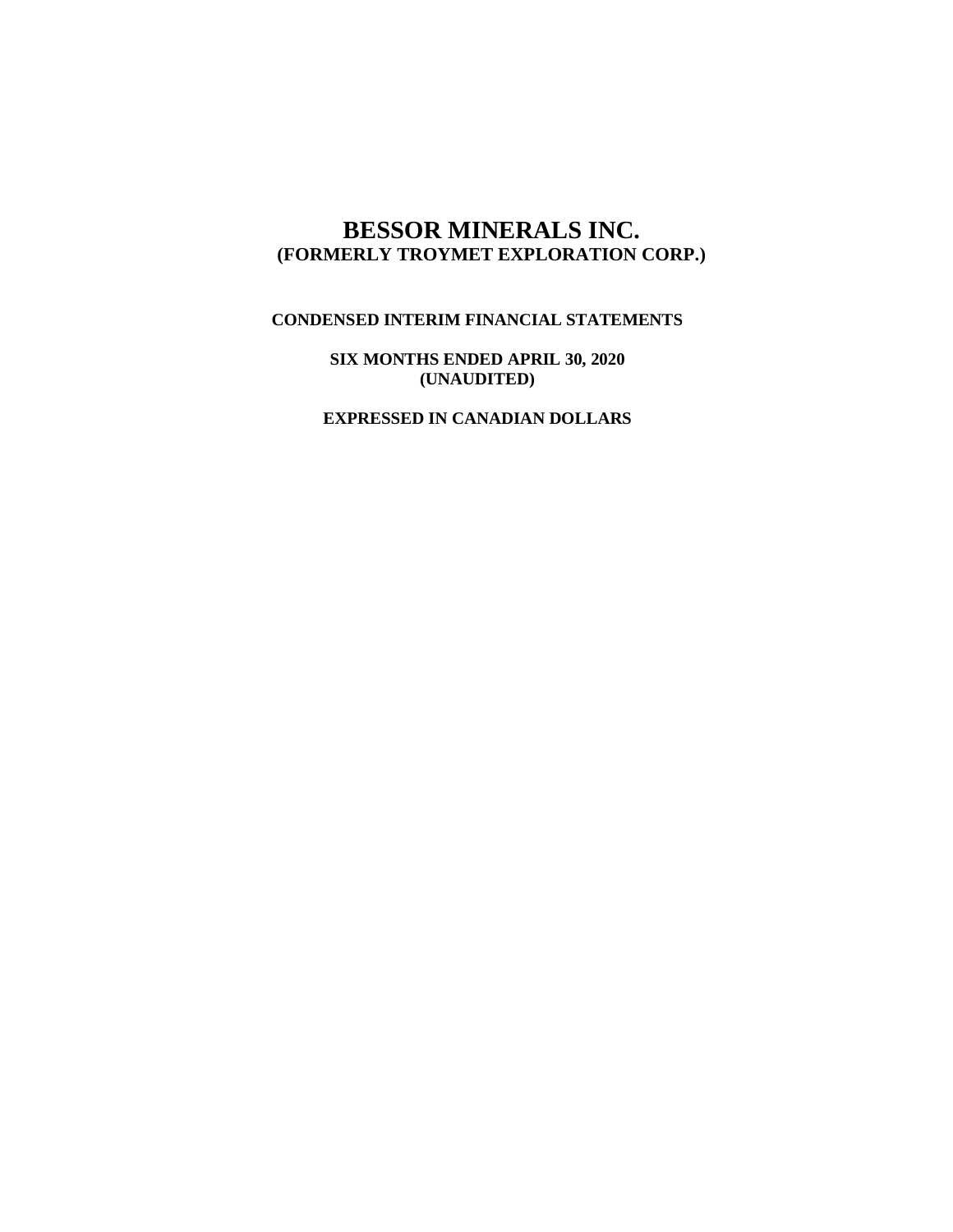# BESSOR MINERALS INC.
## (FORMERLY TROYMET EXPLORATION CORP.)

**CONDENSED INTERIM FINANCIAL STATEMENTS**

**SIX MONTHS ENDED APRIL 30, 2020**
**(UNAUDITED)**

**EXPRESSED IN CANADIAN DOLLARS**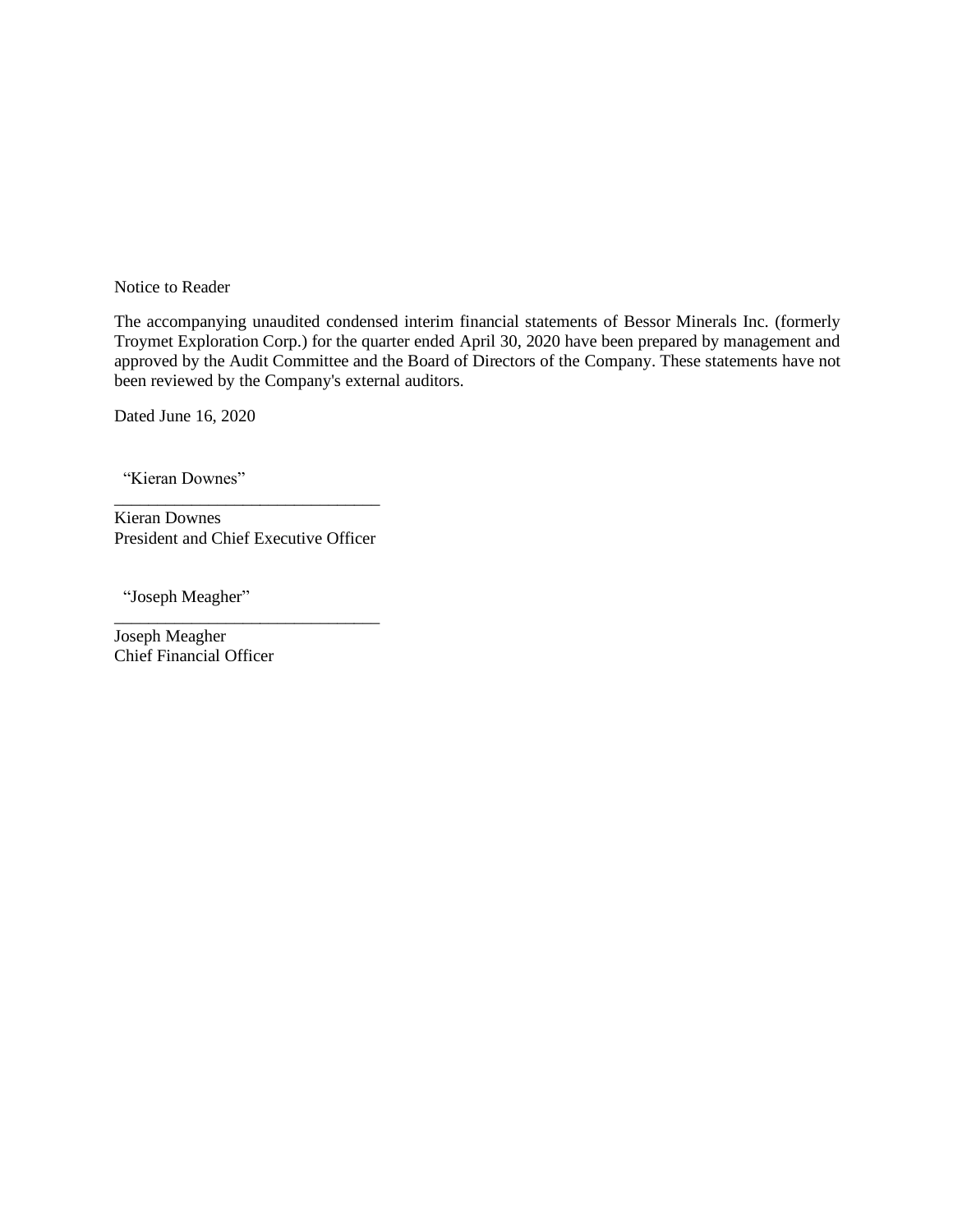Notice to Reader

The accompanying unaudited condensed interim financial statements of Bessor Minerals Inc. (formerly Troymet Exploration Corp.) for the quarter ended April 30, 2020 have been prepared by management and approved by the Audit Committee and the Board of Directors of the Company. These statements have not been reviewed by the Company's external auditors.

Dated June 16, 2020

"Kieran Downes"

\_\_\_\_\_\_\_\_\_\_\_\_\_\_\_\_\_\_\_\_\_\_\_\_\_\_\_\_\_\_

Kieran Downes
President and Chief Executive Officer

"Joseph Meagher"

\_\_\_\_\_\_\_\_\_\_\_\_\_\_\_\_\_\_\_\_\_\_\_\_\_\_\_\_\_\_

Joseph Meagher
Chief Financial Officer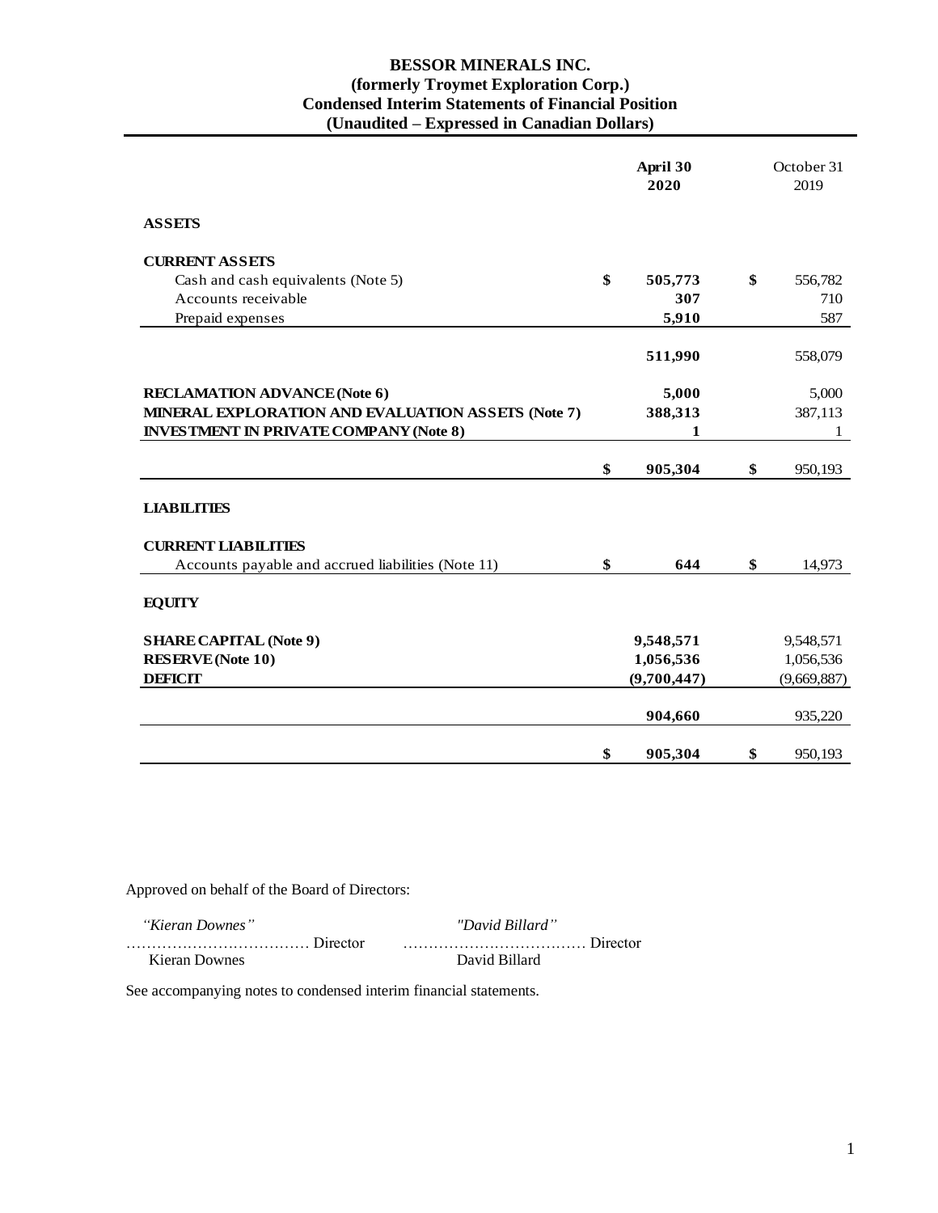# BESSOR MINERALS INC.
## (formerly Troymet Exploration Corp.)
## Condensed Interim Statements of Financial Position
## (Unaudited – Expressed in Canadian Dollars)

| | April 30 2020 | October 31 2019 |
|---|---|---|
| **ASSETS** | | |
| **CURRENT ASSETS** | | |
| Cash and cash equivalents (Note 5) | $ **505,773** | $ 556,782 |
| Accounts receivable | **307** | 710 |
| Prepaid expenses | **5,910** | 587 |
| | **511,990** | 558,079 |
| **RECLAMATION ADVANCE (Note 6)** | **5,000** | 5,000 |
| **MINERAL EXPLORATION AND EVALUATION ASSETS (Note 7)** | **388,313** | 387,113 |
| **INVESTMENT IN PRIVATE COMPANY (Note 8)** | **1** | 1 |
| | $ **905,304** | $ 950,193 |
| **LIABILITIES** | | |
| **CURRENT LIABILITIES** | | |
| Accounts payable and accrued liabilities (Note 11) | $ **644** | $ 14,973 |
| **EQUITY** | | |
| **SHARE CAPITAL (Note 9)** | **9,548,571** | 9,548,571 |
| **RESERVE (Note 10)** | **1,056,536** | 1,056,536 |
| **DEFICIT** | **(9,700,447)** | (9,669,887) |
| | **904,660** | 935,220 |
| | $ **905,304** | $ 950,193 |

Approved on behalf of the Board of Directors:

| | |
|---|---|
| *"Kieran Downes"* | *"David Billard"* |
| ……………………………… Director | ……………………………… Director |
| Kieran Downes | David Billard |

See accompanying notes to condensed interim financial statements.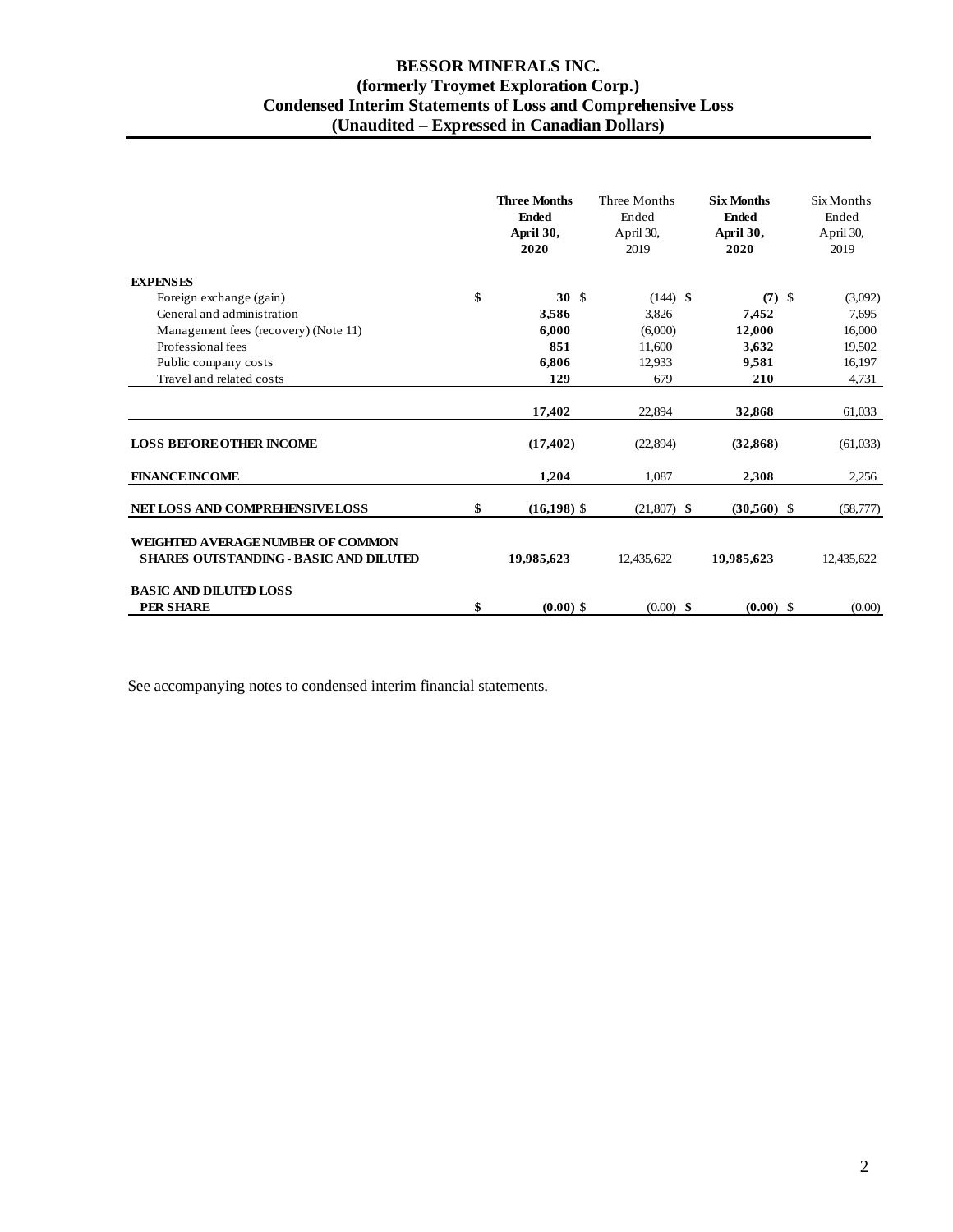# BESSOR MINERALS INC.
## (formerly Troymet Exploration Corp.)
## Condensed Interim Statements of Loss and Comprehensive Loss
## (Unaudited – Expressed in Canadian Dollars)

| | **Three Months Ended April 30, 2020** | Three Months Ended April 30, 2019 | **Six Months Ended April 30, 2020** | Six Months Ended April 30, 2019 |
|---|---|---|---|---|
| **EXPENSES** | | | | |
| Foreign exchange (gain) | **$ 30** | $ (144) | **$ (7)** | $ (3,092) |
| General and administration | **3,586** | 3,826 | **7,452** | 7,695 |
| Management fees (recovery) (Note 11) | **6,000** | (6,000) | **12,000** | 16,000 |
| Professional fees | **851** | 11,600 | **3,632** | 19,502 |
| Public company costs | **6,806** | 12,933 | **9,581** | 16,197 |
| Travel and related costs | **129** | 679 | **210** | 4,731 |
| | **17,402** | 22,894 | **32,868** | 61,033 |
| **LOSS BEFORE OTHER INCOME** | **(17,402)** | (22,894) | **(32,868)** | (61,033) |
| **FINANCE INCOME** | **1,204** | 1,087 | **2,308** | 2,256 |
| **NET LOSS AND COMPREHENSIVE LOSS** | **$ (16,198)** | $ (21,807) | **$ (30,560)** | $ (58,777) |
| **WEIGHTED AVERAGE NUMBER OF COMMON SHARES OUTSTANDING - BASIC AND DILUTED** | **19,985,623** | 12,435,622 | **19,985,623** | 12,435,622 |
| **BASIC AND DILUTED LOSS PER SHARE** | **$ (0.00)** | $ (0.00) | **$ (0.00)** | $ (0.00) |

See accompanying notes to condensed interim financial statements.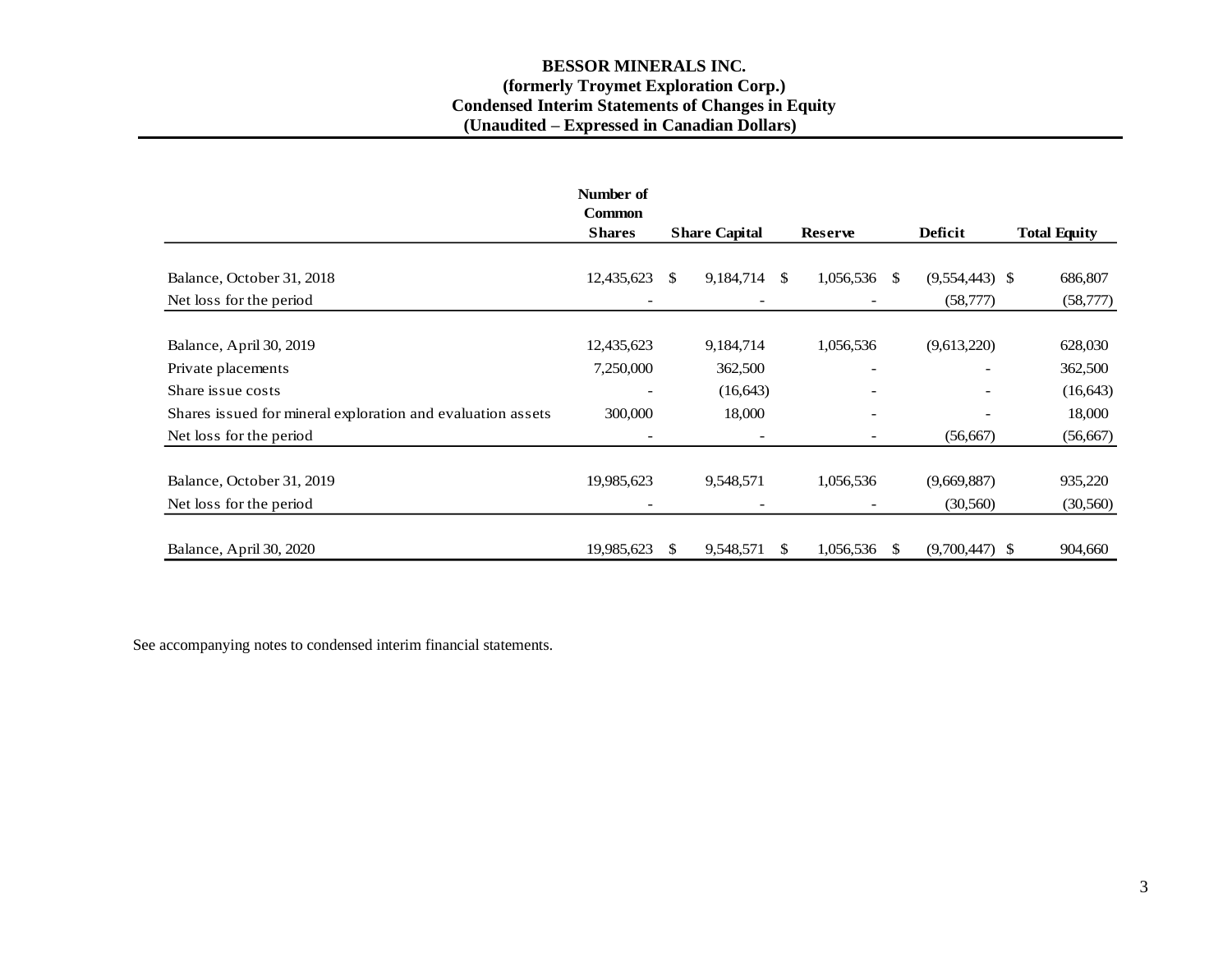# BESSOR MINERALS INC.
## (formerly Troymet Exploration Corp.)
## Condensed Interim Statements of Changes in Equity
### (Unaudited – Expressed in Canadian Dollars)

| | Number of Common Shares | Share Capital | Reserve | Deficit | Total Equity |
|---|---|---|---|---|---|
| Balance, October 31, 2018 | 12,435,623 | $ 9,184,714 | $ 1,056,536 | $ (9,554,443) | $ 686,807 |
| Net loss for the period | - | - | - | (58,777) | (58,777) |
| Balance, April 30, 2019 | 12,435,623 | 9,184,714 | 1,056,536 | (9,613,220) | 628,030 |
| Private placements | 7,250,000 | 362,500 | - | - | 362,500 |
| Share issue costs | - | (16,643) | - | - | (16,643) |
| Shares issued for mineral exploration and evaluation assets | 300,000 | 18,000 | - | - | 18,000 |
| Net loss for the period | - | - | - | (56,667) | (56,667) |
| Balance, October 31, 2019 | 19,985,623 | 9,548,571 | 1,056,536 | (9,669,887) | 935,220 |
| Net loss for the period | - | - | - | (30,560) | (30,560) |
| Balance, April 30, 2020 | 19,985,623 | $ 9,548,571 | $ 1,056,536 | $ (9,700,447) | $ 904,660 |

See accompanying notes to condensed interim financial statements.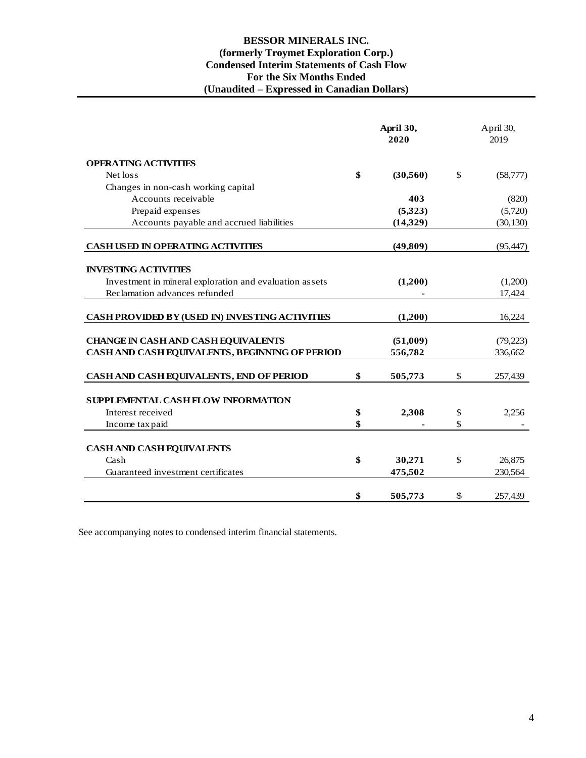# BESSOR MINERALS INC.
## (formerly Troymet Exploration Corp.)
## Condensed Interim Statements of Cash Flow
## For the Six Months Ended
## (Unaudited – Expressed in Canadian Dollars)

| | April 30, 2020 | April 30, 2019 |
|---|---|---|
| **OPERATING ACTIVITIES** | | |
| Net loss | **$ (30,560)** | $ (58,777) |
| Changes in non-cash working capital | | |
| Accounts receivable | **403** | (820) |
| Prepaid expenses | **(5,323)** | (5,720) |
| Accounts payable and accrued liabilities | **(14,329)** | (30,130) |
| **CASH USED IN OPERATING ACTIVITIES** | **(49,809)** | (95,447) |
| **INVESTING ACTIVITIES** | | |
| Investment in mineral exploration and evaluation assets | **(1,200)** | (1,200) |
| Reclamation advances refunded | **-** | 17,424 |
| **CASH PROVIDED BY (USED IN) INVESTING ACTIVITIES** | **(1,200)** | 16,224 |
| **CHANGE IN CASH AND CASH EQUIVALENTS** | **(51,009)** | (79,223) |
| **CASH AND CASH EQUIVALENTS, BEGINNING OF PERIOD** | **556,782** | 336,662 |
| **CASH AND CASH EQUIVALENTS, END OF PERIOD** | **$ 505,773** | $ 257,439 |
| **SUPPLEMENTAL CASH FLOW INFORMATION** | | |
| Interest received | **$ 2,308** | $ 2,256 |
| Income tax paid | **$ -** | $ - |
| **CASH AND CASH EQUIVALENTS** | | |
| Cash | **$ 30,271** | $ 26,875 |
| Guaranteed investment certificates | **475,502** | 230,564 |
| | **$ 505,773** | $ 257,439 |

See accompanying notes to condensed interim financial statements.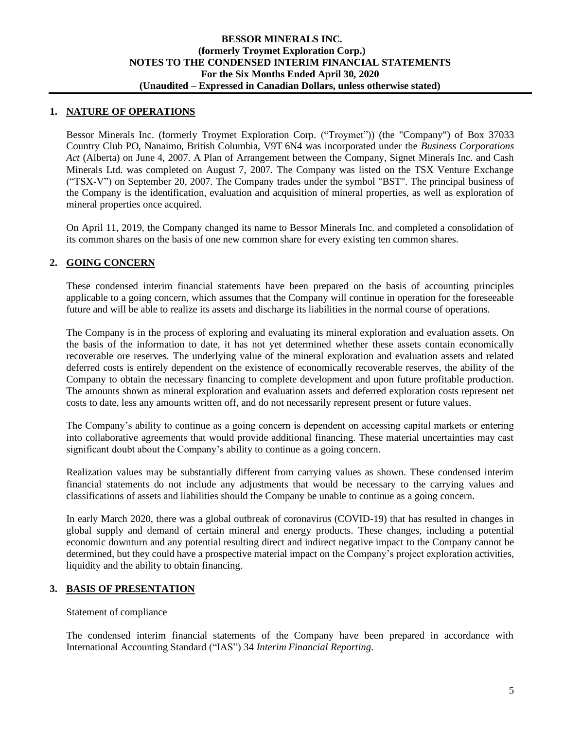## 1. NATURE OF OPERATIONS

Bessor Minerals Inc. (formerly Troymet Exploration Corp. ("Troymet")) (the "Company") of Box 37033 Country Club PO, Nanaimo, British Columbia, V9T 6N4 was incorporated under the *Business Corporations Act* (Alberta) on June 4, 2007. A Plan of Arrangement between the Company, Signet Minerals Inc. and Cash Minerals Ltd. was completed on August 7, 2007. The Company was listed on the TSX Venture Exchange ("TSX-V") on September 20, 2007. The Company trades under the symbol "BST". The principal business of the Company is the identification, evaluation and acquisition of mineral properties, as well as exploration of mineral properties once acquired.

On April 11, 2019, the Company changed its name to Bessor Minerals Inc. and completed a consolidation of its common shares on the basis of one new common share for every existing ten common shares.

## 2. GOING CONCERN

These condensed interim financial statements have been prepared on the basis of accounting principles applicable to a going concern, which assumes that the Company will continue in operation for the foreseeable future and will be able to realize its assets and discharge its liabilities in the normal course of operations.

The Company is in the process of exploring and evaluating its mineral exploration and evaluation assets. On the basis of the information to date, it has not yet determined whether these assets contain economically recoverable ore reserves. The underlying value of the mineral exploration and evaluation assets and related deferred costs is entirely dependent on the existence of economically recoverable reserves, the ability of the Company to obtain the necessary financing to complete development and upon future profitable production. The amounts shown as mineral exploration and evaluation assets and deferred exploration costs represent net costs to date, less any amounts written off, and do not necessarily represent present or future values.

The Company's ability to continue as a going concern is dependent on accessing capital markets or entering into collaborative agreements that would provide additional financing. These material uncertainties may cast significant doubt about the Company's ability to continue as a going concern.

Realization values may be substantially different from carrying values as shown. These condensed interim financial statements do not include any adjustments that would be necessary to the carrying values and classifications of assets and liabilities should the Company be unable to continue as a going concern.

In early March 2020, there was a global outbreak of coronavirus (COVID-19) that has resulted in changes in global supply and demand of certain mineral and energy products. These changes, including a potential economic downturn and any potential resulting direct and indirect negative impact to the Company cannot be determined, but they could have a prospective material impact on the Company's project exploration activities, liquidity and the ability to obtain financing.

## 3. BASIS OF PRESENTATION

Statement of compliance

The condensed interim financial statements of the Company have been prepared in accordance with International Accounting Standard ("IAS") 34 *Interim Financial Reporting.*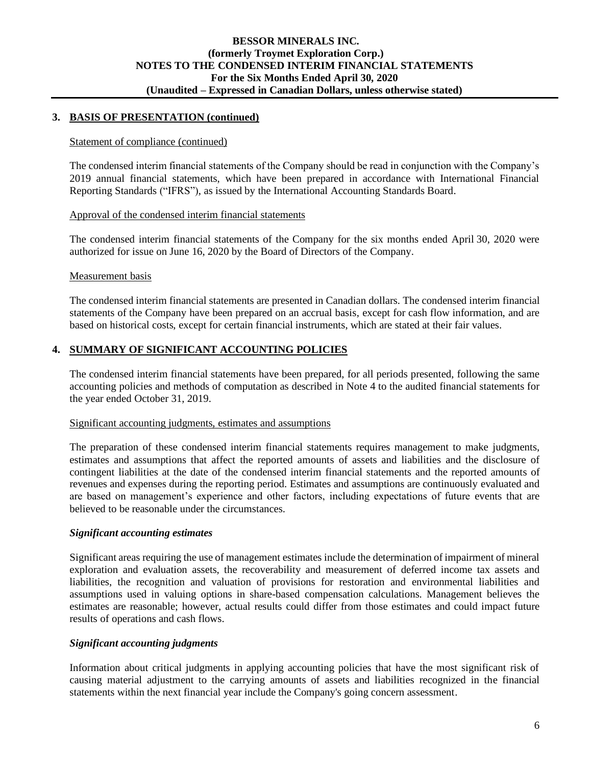## 3. BASIS OF PRESENTATION (continued)

Statement of compliance (continued)

The condensed interim financial statements of the Company should be read in conjunction with the Company's 2019 annual financial statements, which have been prepared in accordance with International Financial Reporting Standards ("IFRS"), as issued by the International Accounting Standards Board.

Approval of the condensed interim financial statements

The condensed interim financial statements of the Company for the six months ended April 30, 2020 were authorized for issue on June 16, 2020 by the Board of Directors of the Company.

Measurement basis

The condensed interim financial statements are presented in Canadian dollars. The condensed interim financial statements of the Company have been prepared on an accrual basis, except for cash flow information, and are based on historical costs, except for certain financial instruments, which are stated at their fair values.

## 4. SUMMARY OF SIGNIFICANT ACCOUNTING POLICIES

The condensed interim financial statements have been prepared, for all periods presented, following the same accounting policies and methods of computation as described in Note 4 to the audited financial statements for the year ended October 31, 2019.

Significant accounting judgments, estimates and assumptions

The preparation of these condensed interim financial statements requires management to make judgments, estimates and assumptions that affect the reported amounts of assets and liabilities and the disclosure of contingent liabilities at the date of the condensed interim financial statements and the reported amounts of revenues and expenses during the reporting period. Estimates and assumptions are continuously evaluated and are based on management's experience and other factors, including expectations of future events that are believed to be reasonable under the circumstances.

***Significant accounting estimates***

Significant areas requiring the use of management estimates include the determination of impairment of mineral exploration and evaluation assets, the recoverability and measurement of deferred income tax assets and liabilities, the recognition and valuation of provisions for restoration and environmental liabilities and assumptions used in valuing options in share-based compensation calculations. Management believes the estimates are reasonable; however, actual results could differ from those estimates and could impact future results of operations and cash flows.

***Significant accounting judgments***

Information about critical judgments in applying accounting policies that have the most significant risk of causing material adjustment to the carrying amounts of assets and liabilities recognized in the financial statements within the next financial year include the Company's going concern assessment.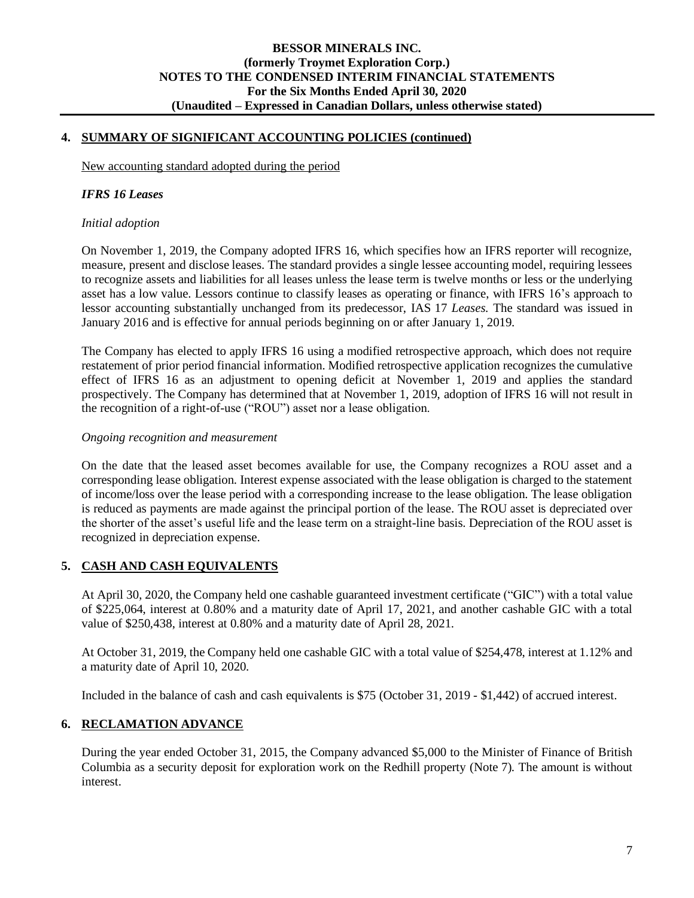## 4. SUMMARY OF SIGNIFICANT ACCOUNTING POLICIES (continued)

New accounting standard adopted during the period

### *IFRS 16 Leases*

*Initial adoption*

On November 1, 2019, the Company adopted IFRS 16, which specifies how an IFRS reporter will recognize, measure, present and disclose leases. The standard provides a single lessee accounting model, requiring lessees to recognize assets and liabilities for all leases unless the lease term is twelve months or less or the underlying asset has a low value. Lessors continue to classify leases as operating or finance, with IFRS 16's approach to lessor accounting substantially unchanged from its predecessor, IAS 17 *Leases.* The standard was issued in January 2016 and is effective for annual periods beginning on or after January 1, 2019.

The Company has elected to apply IFRS 16 using a modified retrospective approach, which does not require restatement of prior period financial information. Modified retrospective application recognizes the cumulative effect of IFRS 16 as an adjustment to opening deficit at November 1, 2019 and applies the standard prospectively. The Company has determined that at November 1, 2019, adoption of IFRS 16 will not result in the recognition of a right-of-use ("ROU") asset nor a lease obligation.

*Ongoing recognition and measurement*

On the date that the leased asset becomes available for use, the Company recognizes a ROU asset and a corresponding lease obligation. Interest expense associated with the lease obligation is charged to the statement of income/loss over the lease period with a corresponding increase to the lease obligation. The lease obligation is reduced as payments are made against the principal portion of the lease. The ROU asset is depreciated over the shorter of the asset's useful life and the lease term on a straight-line basis. Depreciation of the ROU asset is recognized in depreciation expense.

## 5. CASH AND CASH EQUIVALENTS

At April 30, 2020, the Company held one cashable guaranteed investment certificate ("GIC") with a total value of $225,064, interest at 0.80% and a maturity date of April 17, 2021, and another cashable GIC with a total value of $250,438, interest at 0.80% and a maturity date of April 28, 2021.

At October 31, 2019, the Company held one cashable GIC with a total value of $254,478, interest at 1.12% and a maturity date of April 10, 2020.

Included in the balance of cash and cash equivalents is $75 (October 31, 2019 - $1,442) of accrued interest.

## 6. RECLAMATION ADVANCE

During the year ended October 31, 2015, the Company advanced $5,000 to the Minister of Finance of British Columbia as a security deposit for exploration work on the Redhill property (Note 7). The amount is without interest.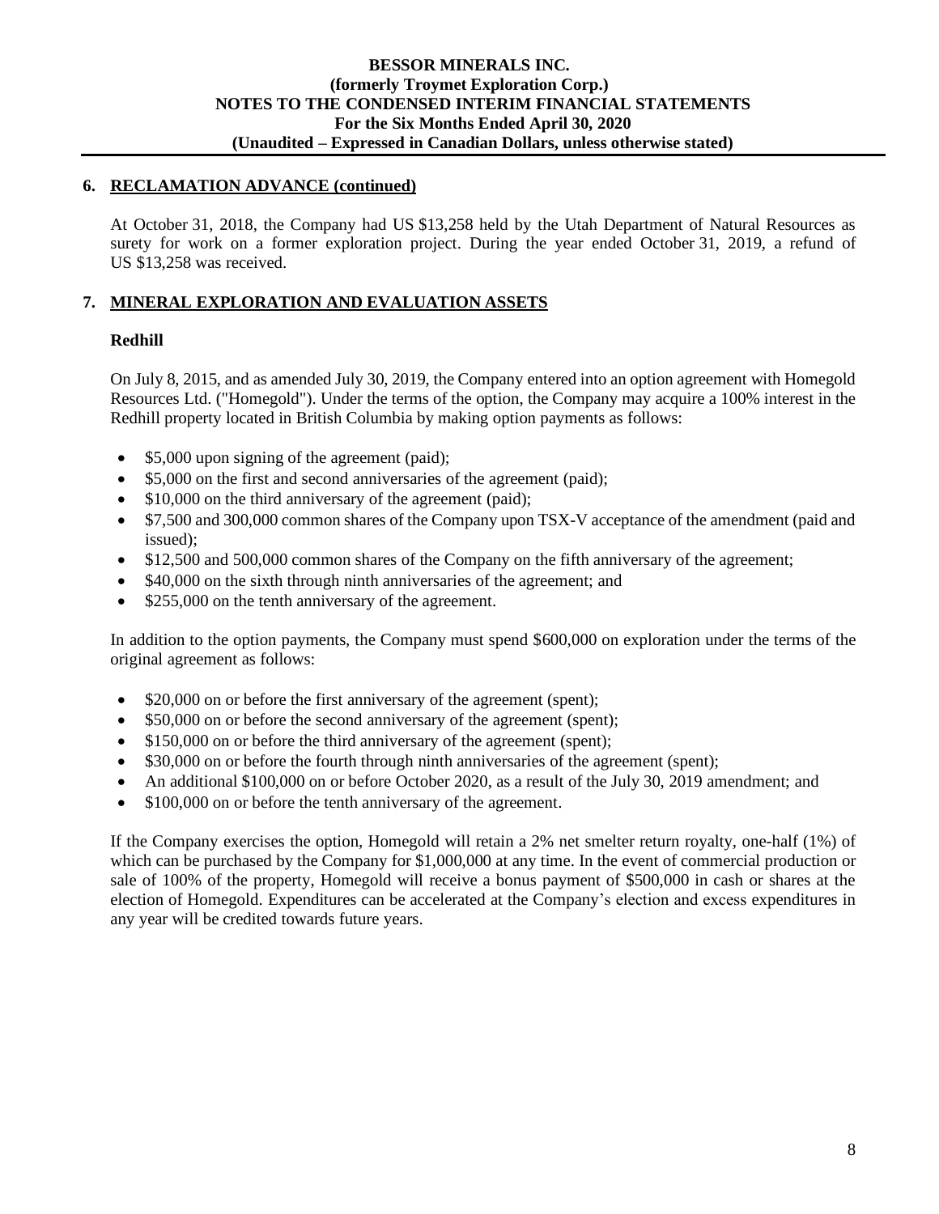## 6. RECLAMATION ADVANCE (continued)

At October 31, 2018, the Company had US $13,258 held by the Utah Department of Natural Resources as surety for work on a former exploration project. During the year ended October 31, 2019, a refund of US $13,258 was received.

## 7. MINERAL EXPLORATION AND EVALUATION ASSETS

### Redhill

On July 8, 2015, and as amended July 30, 2019, the Company entered into an option agreement with Homegold Resources Ltd. ("Homegold"). Under the terms of the option, the Company may acquire a 100% interest in the Redhill property located in British Columbia by making option payments as follows:

- $5,000 upon signing of the agreement (paid);
- $5,000 on the first and second anniversaries of the agreement (paid);
- $10,000 on the third anniversary of the agreement (paid);
- $7,500 and 300,000 common shares of the Company upon TSX-V acceptance of the amendment (paid and issued);
- $12,500 and 500,000 common shares of the Company on the fifth anniversary of the agreement;
- $40,000 on the sixth through ninth anniversaries of the agreement; and
- $255,000 on the tenth anniversary of the agreement.

In addition to the option payments, the Company must spend $600,000 on exploration under the terms of the original agreement as follows:

- $20,000 on or before the first anniversary of the agreement (spent);
- $50,000 on or before the second anniversary of the agreement (spent);
- $150,000 on or before the third anniversary of the agreement (spent);
- $30,000 on or before the fourth through ninth anniversaries of the agreement (spent);
- An additional $100,000 on or before October 2020, as a result of the July 30, 2019 amendment; and
- $100,000 on or before the tenth anniversary of the agreement.

If the Company exercises the option, Homegold will retain a 2% net smelter return royalty, one-half (1%) of which can be purchased by the Company for $1,000,000 at any time. In the event of commercial production or sale of 100% of the property, Homegold will receive a bonus payment of $500,000 in cash or shares at the election of Homegold. Expenditures can be accelerated at the Company's election and excess expenditures in any year will be credited towards future years.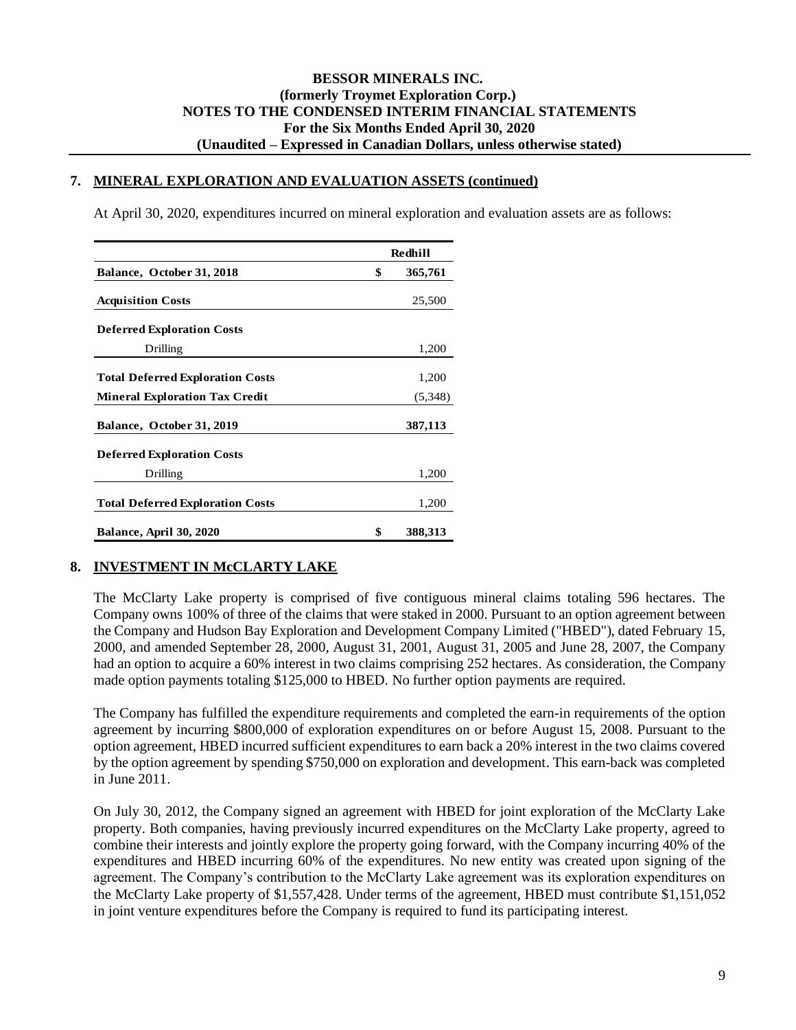## 7. MINERAL EXPLORATION AND EVALUATION ASSETS (continued)

At April 30, 2020, expenditures incurred on mineral exploration and evaluation assets are as follows:

| | Redhill |
|---|---|
| **Balance, October 31, 2018** | **$ 365,761** |
| **Acquisition Costs** | 25,500 |
| **Deferred Exploration Costs** | |
| Drilling | 1,200 |
| **Total Deferred Exploration Costs** | 1,200 |
| **Mineral Exploration Tax Credit** | (5,348) |
| **Balance, October 31, 2019** | **387,113** |
| **Deferred Exploration Costs** | |
| Drilling | 1,200 |
| **Total Deferred Exploration Costs** | 1,200 |
| **Balance, April 30, 2020** | **$ 388,313** |

## 8. INVESTMENT IN McCLARTY LAKE

The McClarty Lake property is comprised of five contiguous mineral claims totaling 596 hectares. The Company owns 100% of three of the claims that were staked in 2000. Pursuant to an option agreement between the Company and Hudson Bay Exploration and Development Company Limited ("HBED"), dated February 15, 2000, and amended September 28, 2000, August 31, 2001, August 31, 2005 and June 28, 2007, the Company had an option to acquire a 60% interest in two claims comprising 252 hectares. As consideration, the Company made option payments totaling $125,000 to HBED. No further option payments are required.

The Company has fulfilled the expenditure requirements and completed the earn-in requirements of the option agreement by incurring $800,000 of exploration expenditures on or before August 15, 2008. Pursuant to the option agreement, HBED incurred sufficient expenditures to earn back a 20% interest in the two claims covered by the option agreement by spending $750,000 on exploration and development. This earn-back was completed in June 2011.

On July 30, 2012, the Company signed an agreement with HBED for joint exploration of the McClarty Lake property. Both companies, having previously incurred expenditures on the McClarty Lake property, agreed to combine their interests and jointly explore the property going forward, with the Company incurring 40% of the expenditures and HBED incurring 60% of the expenditures. No new entity was created upon signing of the agreement. The Company's contribution to the McClarty Lake agreement was its exploration expenditures on the McClarty Lake property of $1,557,428. Under terms of the agreement, HBED must contribute $1,151,052 in joint venture expenditures before the Company is required to fund its participating interest.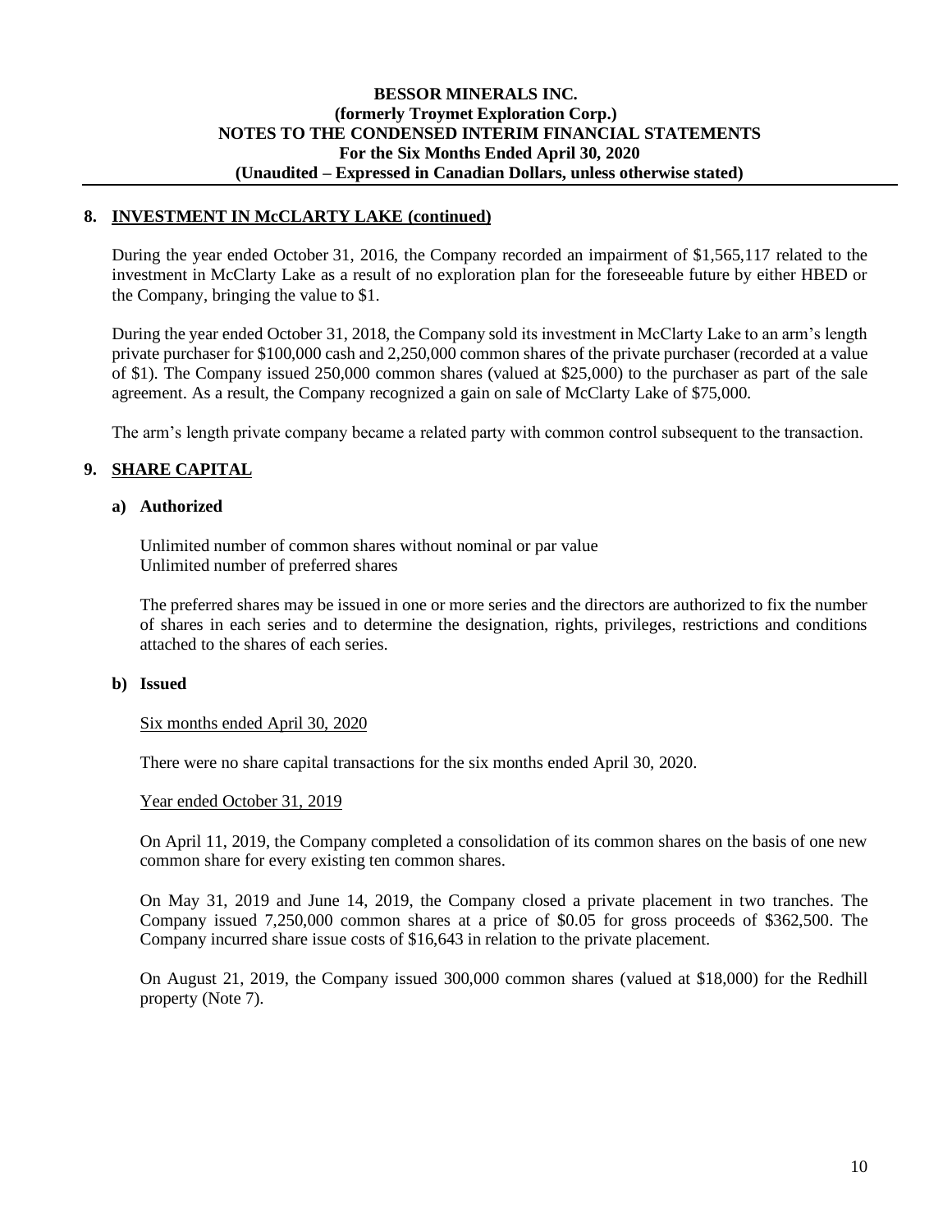## 8. INVESTMENT IN McCLARTY LAKE (continued)

During the year ended October 31, 2016, the Company recorded an impairment of $1,565,117 related to the investment in McClarty Lake as a result of no exploration plan for the foreseeable future by either HBED or the Company, bringing the value to $1.

During the year ended October 31, 2018, the Company sold its investment in McClarty Lake to an arm's length private purchaser for $100,000 cash and 2,250,000 common shares of the private purchaser (recorded at a value of $1). The Company issued 250,000 common shares (valued at $25,000) to the purchaser as part of the sale agreement. As a result, the Company recognized a gain on sale of McClarty Lake of $75,000.

The arm's length private company became a related party with common control subsequent to the transaction.

## 9. SHARE CAPITAL

### a) Authorized

Unlimited number of common shares without nominal or par value
Unlimited number of preferred shares

The preferred shares may be issued in one or more series and the directors are authorized to fix the number of shares in each series and to determine the designation, rights, privileges, restrictions and conditions attached to the shares of each series.

### b) Issued

Six months ended April 30, 2020

There were no share capital transactions for the six months ended April 30, 2020.

Year ended October 31, 2019

On April 11, 2019, the Company completed a consolidation of its common shares on the basis of one new common share for every existing ten common shares.

On May 31, 2019 and June 14, 2019, the Company closed a private placement in two tranches. The Company issued 7,250,000 common shares at a price of $0.05 for gross proceeds of $362,500. The Company incurred share issue costs of $16,643 in relation to the private placement.

On August 21, 2019, the Company issued 300,000 common shares (valued at $18,000) for the Redhill property (Note 7).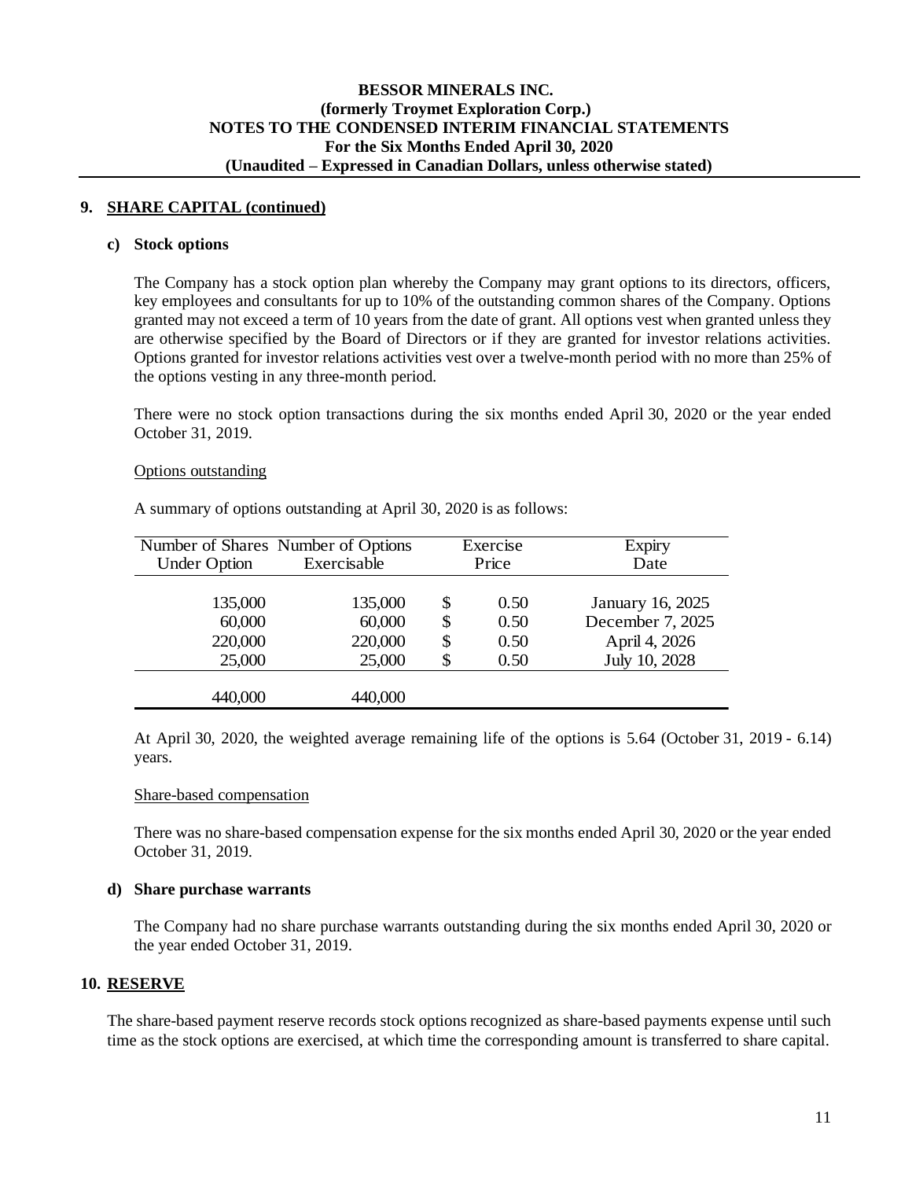## 9. SHARE CAPITAL (continued)

### c) Stock options

The Company has a stock option plan whereby the Company may grant options to its directors, officers, key employees and consultants for up to 10% of the outstanding common shares of the Company. Options granted may not exceed a term of 10 years from the date of grant. All options vest when granted unless they are otherwise specified by the Board of Directors or if they are granted for investor relations activities. Options granted for investor relations activities vest over a twelve-month period with no more than 25% of the options vesting in any three-month period.

There were no stock option transactions during the six months ended April 30, 2020 or the year ended October 31, 2019.

Options outstanding

A summary of options outstanding at April 30, 2020 is as follows:

| Number of Shares Under Option | Number of Options Exercisable | Exercise Price | Expiry Date |
|---|---|---|---|
| 135,000 | 135,000 | $ 0.50 | January 16, 2025 |
| 60,000 | 60,000 | $ 0.50 | December 7, 2025 |
| 220,000 | 220,000 | $ 0.50 | April 4, 2026 |
| 25,000 | 25,000 | $ 0.50 | July 10, 2028 |
| 440,000 | 440,000 | | |

At April 30, 2020, the weighted average remaining life of the options is 5.64 (October 31, 2019 - 6.14) years.

Share-based compensation

There was no share-based compensation expense for the six months ended April 30, 2020 or the year ended October 31, 2019.

### d) Share purchase warrants

The Company had no share purchase warrants outstanding during the six months ended April 30, 2020 or the year ended October 31, 2019.

## 10. RESERVE

The share-based payment reserve records stock options recognized as share-based payments expense until such time as the stock options are exercised, at which time the corresponding amount is transferred to share capital.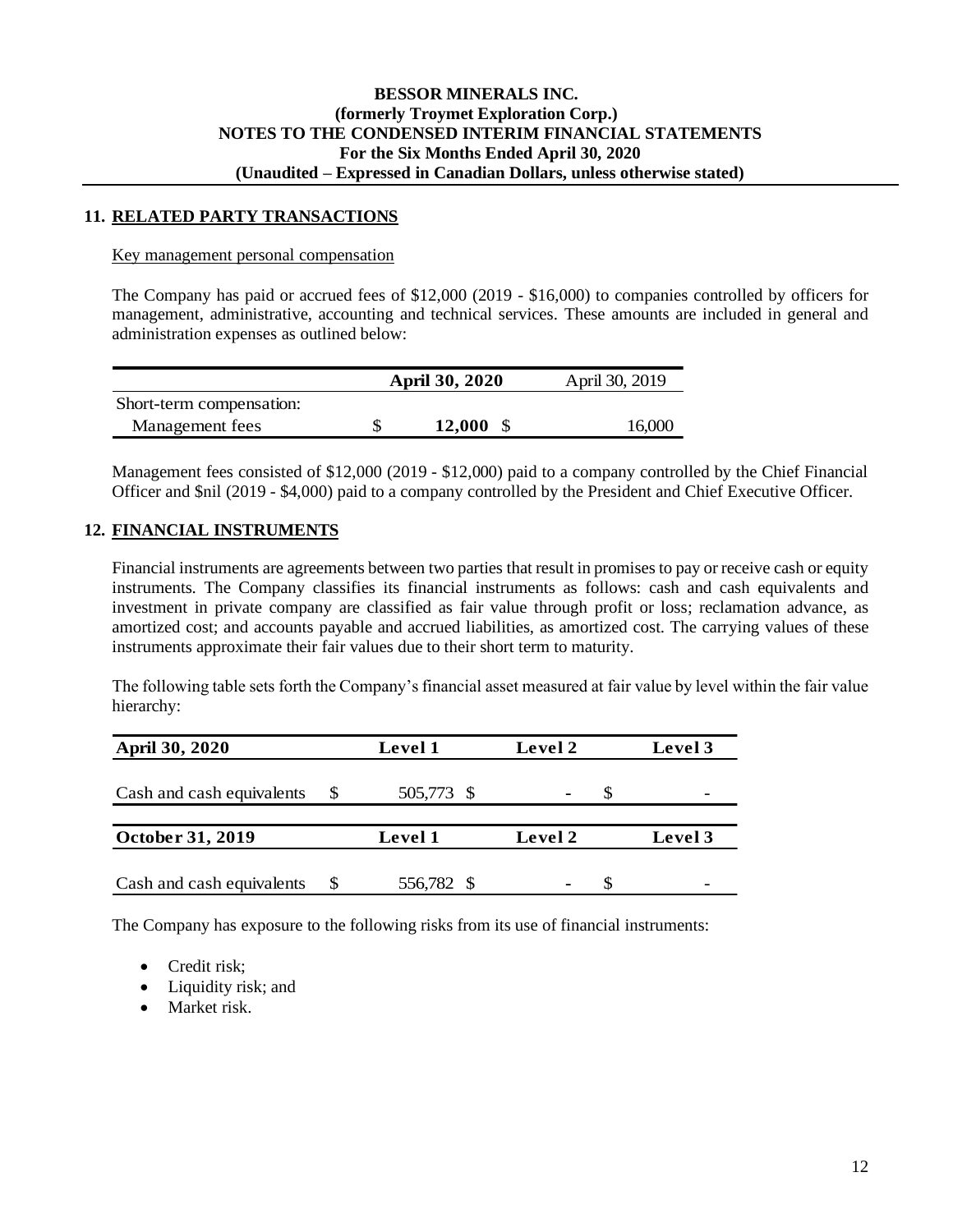## 11. RELATED PARTY TRANSACTIONS

Key management personal compensation

The Company has paid or accrued fees of $12,000 (2019 - $16,000) to companies controlled by officers for management, administrative, accounting and technical services. These amounts are included in general and administration expenses as outlined below:

| | April 30, 2020 | April 30, 2019 |
|---|---|---|
| Short-term compensation: | | |
| Management fees | $ **12,000** | $ 16,000 |

Management fees consisted of $12,000 (2019 - $12,000) paid to a company controlled by the Chief Financial Officer and $nil (2019 - $4,000) paid to a company controlled by the President and Chief Executive Officer.

## 12. FINANCIAL INSTRUMENTS

Financial instruments are agreements between two parties that result in promises to pay or receive cash or equity instruments. The Company classifies its financial instruments as follows: cash and cash equivalents and investment in private company are classified as fair value through profit or loss; reclamation advance, as amortized cost; and accounts payable and accrued liabilities, as amortized cost. The carrying values of these instruments approximate their fair values due to their short term to maturity.

The following table sets forth the Company's financial asset measured at fair value by level within the fair value hierarchy:

| **April 30, 2020** | **Level 1** | **Level 2** | **Level 3** |
|---|---|---|---|
| Cash and cash equivalents | $ 505,773 | $ - | $ - |

| **October 31, 2019** | **Level 1** | **Level 2** | **Level 3** |
|---|---|---|---|
| Cash and cash equivalents | $ 556,782 | $ - | $ - |

The Company has exposure to the following risks from its use of financial instruments:

- Credit risk;
- Liquidity risk; and
- Market risk.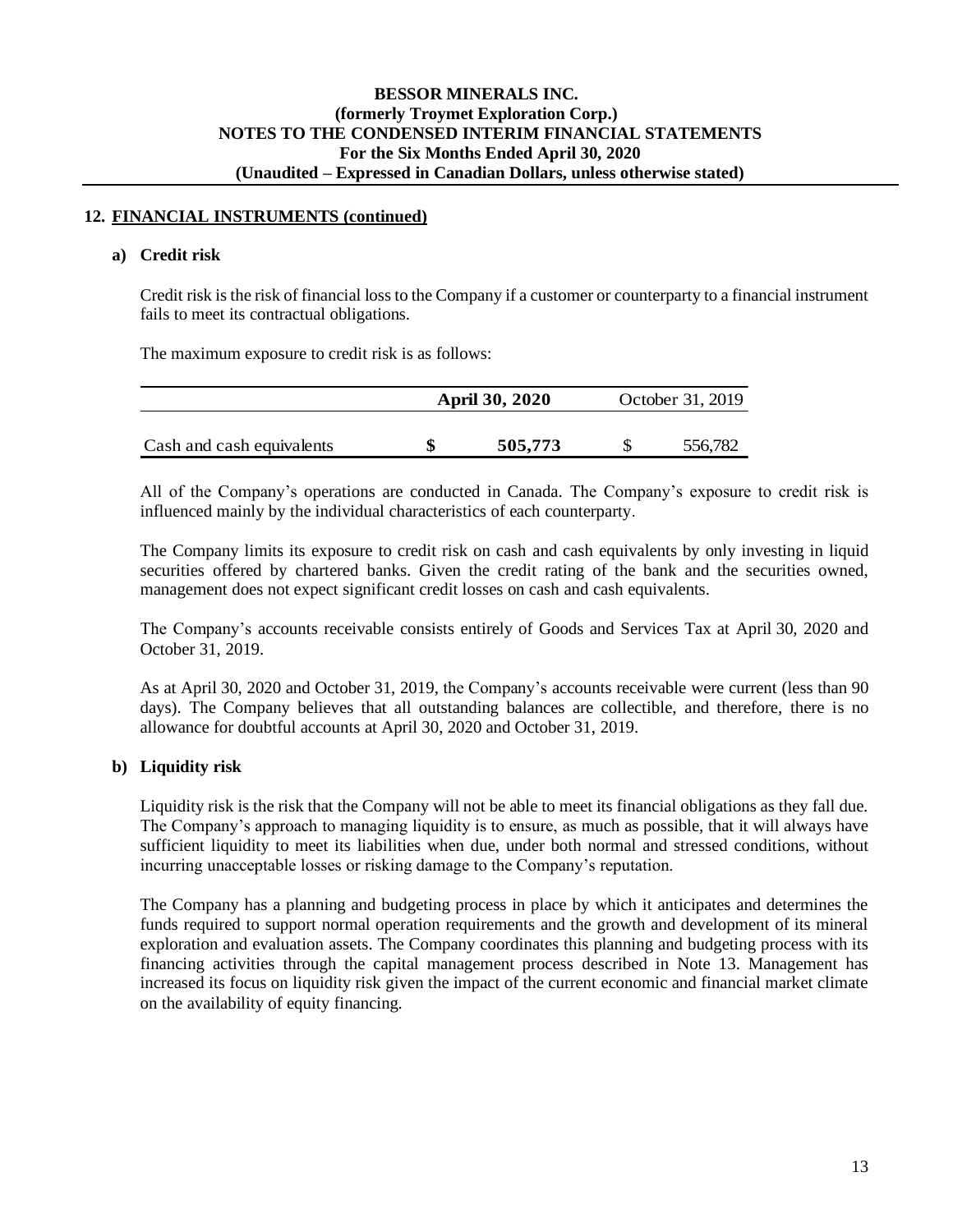## 12. FINANCIAL INSTRUMENTS (continued)

### a) Credit risk

Credit risk is the risk of financial loss to the Company if a customer or counterparty to a financial instrument fails to meet its contractual obligations.

The maximum exposure to credit risk is as follows:

| | April 30, 2020 | October 31, 2019 |
|---|---|---|
| Cash and cash equivalents | **$ 505,773** | $ 556,782 |

All of the Company's operations are conducted in Canada. The Company's exposure to credit risk is influenced mainly by the individual characteristics of each counterparty.

The Company limits its exposure to credit risk on cash and cash equivalents by only investing in liquid securities offered by chartered banks. Given the credit rating of the bank and the securities owned, management does not expect significant credit losses on cash and cash equivalents.

The Company's accounts receivable consists entirely of Goods and Services Tax at April 30, 2020 and October 31, 2019.

As at April 30, 2020 and October 31, 2019, the Company's accounts receivable were current (less than 90 days). The Company believes that all outstanding balances are collectible, and therefore, there is no allowance for doubtful accounts at April 30, 2020 and October 31, 2019.

### b) Liquidity risk

Liquidity risk is the risk that the Company will not be able to meet its financial obligations as they fall due. The Company's approach to managing liquidity is to ensure, as much as possible, that it will always have sufficient liquidity to meet its liabilities when due, under both normal and stressed conditions, without incurring unacceptable losses or risking damage to the Company's reputation.

The Company has a planning and budgeting process in place by which it anticipates and determines the funds required to support normal operation requirements and the growth and development of its mineral exploration and evaluation assets. The Company coordinates this planning and budgeting process with its financing activities through the capital management process described in Note 13. Management has increased its focus on liquidity risk given the impact of the current economic and financial market climate on the availability of equity financing.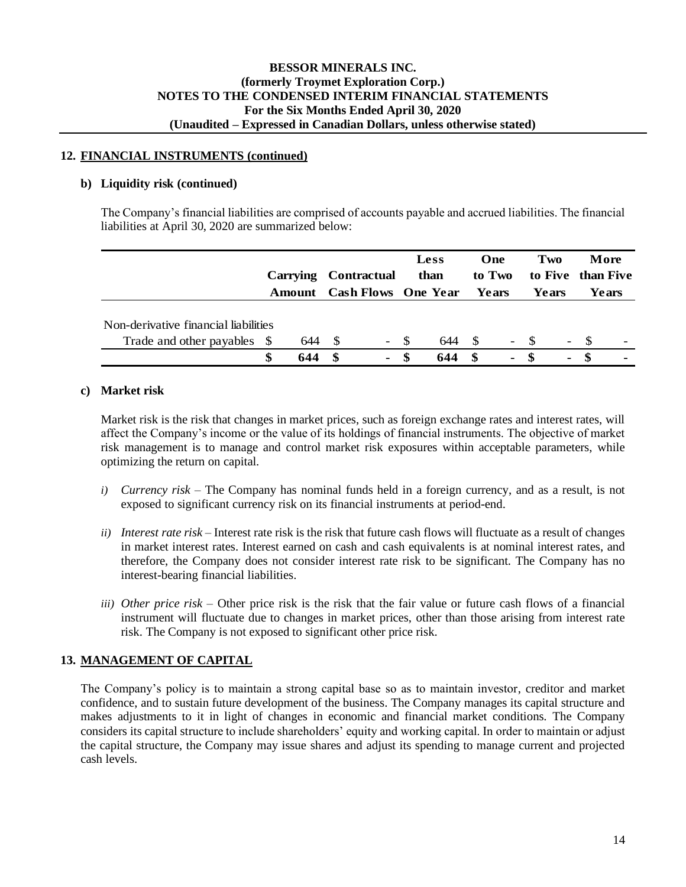## 12. FINANCIAL INSTRUMENTS (continued)

### b) Liquidity risk (continued)

The Company's financial liabilities are comprised of accounts payable and accrued liabilities. The financial liabilities at April 30, 2020 are summarized below:

| | Carrying Amount | Contractual Cash Flows | Less than One Year | One to Two Years | Two to Five Years | More than Five Years |
|---|---|---|---|---|---|---|
| Non-derivative financial liabilities | | | | | | |
| Trade and other payables | $ 644 | $ - | $ 644 | $ - | $ - | $ - |
| | **$ 644** | **$ -** | **$ 644** | **$ -** | **$ -** | **$ -** |

### c) Market risk

Market risk is the risk that changes in market prices, such as foreign exchange rates and interest rates, will affect the Company's income or the value of its holdings of financial instruments. The objective of market risk management is to manage and control market risk exposures within acceptable parameters, while optimizing the return on capital.

*i) Currency risk* – The Company has nominal funds held in a foreign currency, and as a result, is not exposed to significant currency risk on its financial instruments at period-end.

*ii) Interest rate risk* – Interest rate risk is the risk that future cash flows will fluctuate as a result of changes in market interest rates. Interest earned on cash and cash equivalents is at nominal interest rates, and therefore, the Company does not consider interest rate risk to be significant. The Company has no interest-bearing financial liabilities.

*iii) Other price risk* – Other price risk is the risk that the fair value or future cash flows of a financial instrument will fluctuate due to changes in market prices, other than those arising from interest rate risk. The Company is not exposed to significant other price risk.

## 13. MANAGEMENT OF CAPITAL

The Company's policy is to maintain a strong capital base so as to maintain investor, creditor and market confidence, and to sustain future development of the business. The Company manages its capital structure and makes adjustments to it in light of changes in economic and financial market conditions. The Company considers its capital structure to include shareholders' equity and working capital. In order to maintain or adjust the capital structure, the Company may issue shares and adjust its spending to manage current and projected cash levels.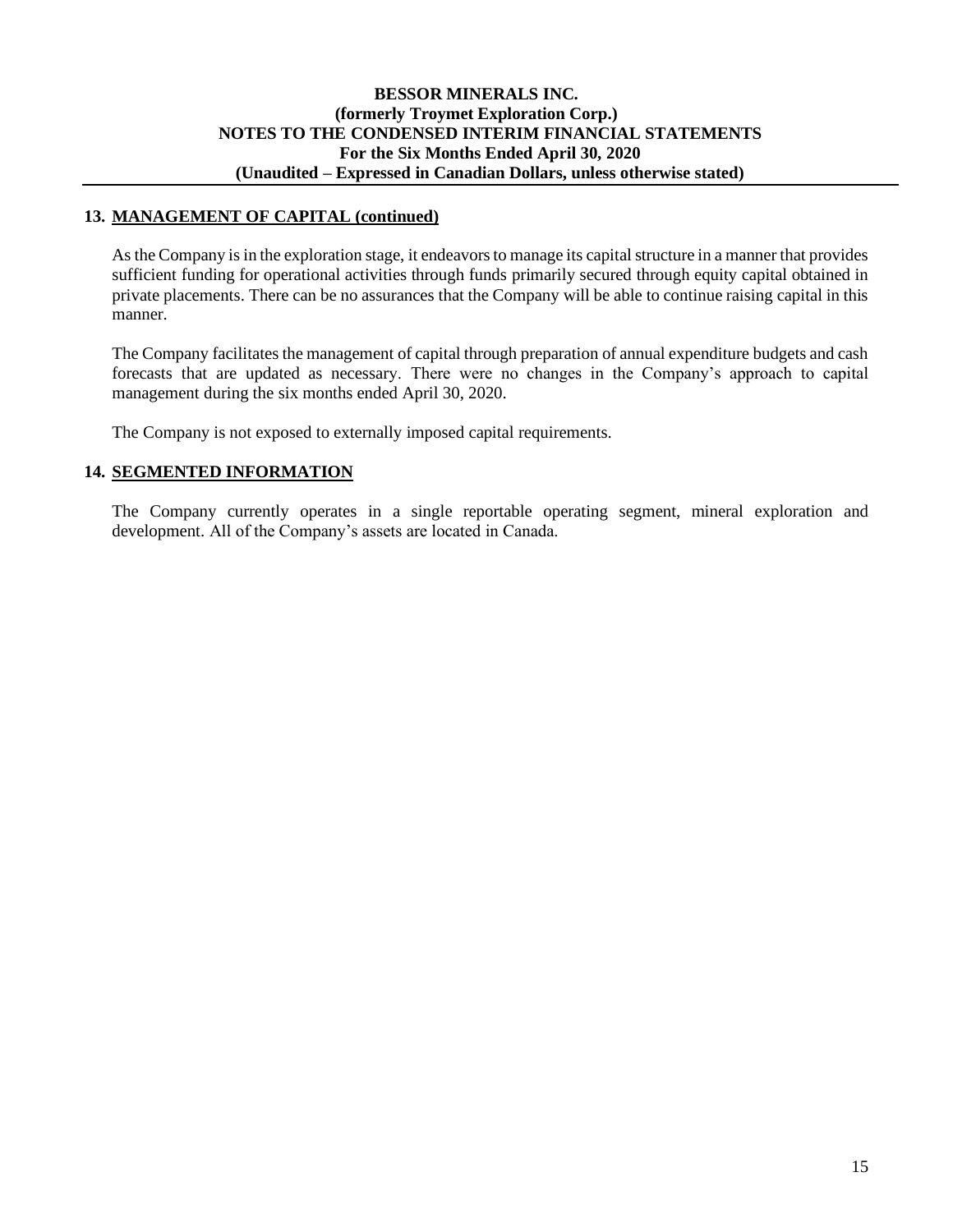## 13. MANAGEMENT OF CAPITAL (continued)

As the Company is in the exploration stage, it endeavors to manage its capital structure in a manner that provides sufficient funding for operational activities through funds primarily secured through equity capital obtained in private placements. There can be no assurances that the Company will be able to continue raising capital in this manner.

The Company facilitates the management of capital through preparation of annual expenditure budgets and cash forecasts that are updated as necessary. There were no changes in the Company's approach to capital management during the six months ended April 30, 2020.

The Company is not exposed to externally imposed capital requirements.

## 14. SEGMENTED INFORMATION

The Company currently operates in a single reportable operating segment, mineral exploration and development. All of the Company's assets are located in Canada.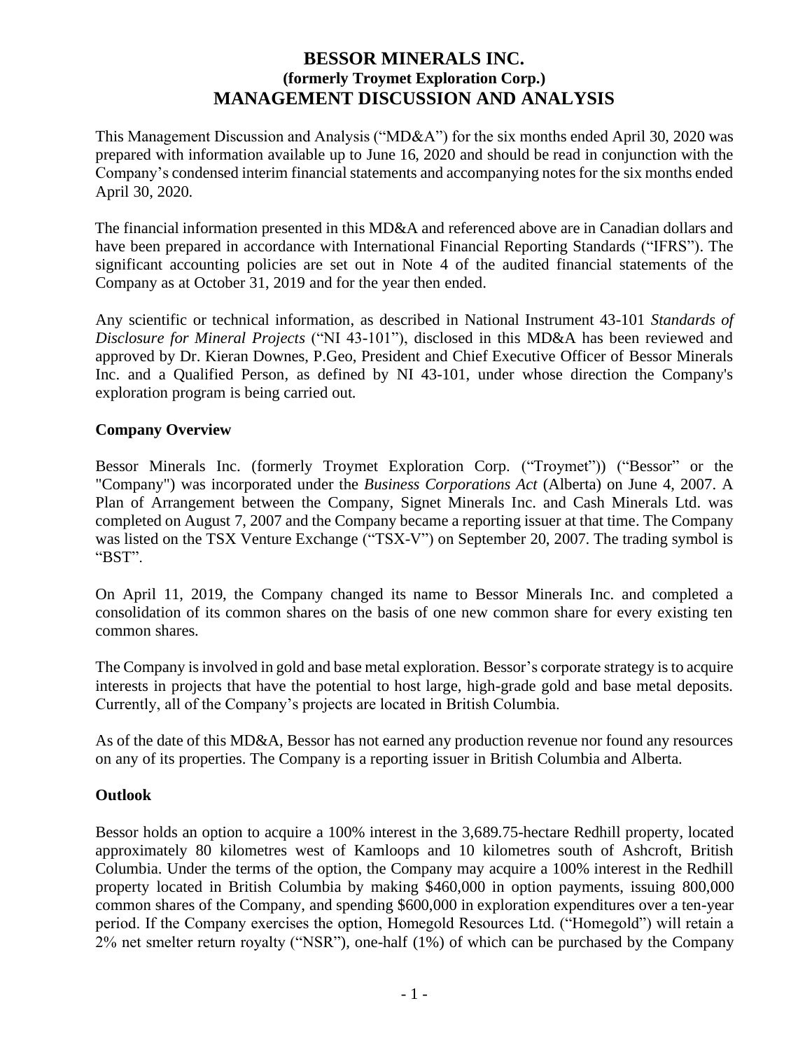# BESSOR MINERALS INC.
## (formerly Troymet Exploration Corp.)
# MANAGEMENT DISCUSSION AND ANALYSIS

This Management Discussion and Analysis ("MD&A") for the six months ended April 30, 2020 was prepared with information available up to June 16, 2020 and should be read in conjunction with the Company's condensed interim financial statements and accompanying notes for the six months ended April 30, 2020.

The financial information presented in this MD&A and referenced above are in Canadian dollars and have been prepared in accordance with International Financial Reporting Standards ("IFRS"). The significant accounting policies are set out in Note 4 of the audited financial statements of the Company as at October 31, 2019 and for the year then ended.

Any scientific or technical information, as described in National Instrument 43-101 *Standards of Disclosure for Mineral Projects* ("NI 43-101"), disclosed in this MD&A has been reviewed and approved by Dr. Kieran Downes, P.Geo, President and Chief Executive Officer of Bessor Minerals Inc. and a Qualified Person, as defined by NI 43-101, under whose direction the Company's exploration program is being carried out.

### Company Overview

Bessor Minerals Inc. (formerly Troymet Exploration Corp. ("Troymet")) ("Bessor" or the "Company") was incorporated under the *Business Corporations Act* (Alberta) on June 4, 2007. A Plan of Arrangement between the Company, Signet Minerals Inc. and Cash Minerals Ltd. was completed on August 7, 2007 and the Company became a reporting issuer at that time. The Company was listed on the TSX Venture Exchange ("TSX-V") on September 20, 2007. The trading symbol is "BST".

On April 11, 2019, the Company changed its name to Bessor Minerals Inc. and completed a consolidation of its common shares on the basis of one new common share for every existing ten common shares.

The Company is involved in gold and base metal exploration. Bessor's corporate strategy is to acquire interests in projects that have the potential to host large, high-grade gold and base metal deposits. Currently, all of the Company's projects are located in British Columbia.

As of the date of this MD&A, Bessor has not earned any production revenue nor found any resources on any of its properties. The Company is a reporting issuer in British Columbia and Alberta.

### Outlook

Bessor holds an option to acquire a 100% interest in the 3,689.75-hectare Redhill property, located approximately 80 kilometres west of Kamloops and 10 kilometres south of Ashcroft, British Columbia. Under the terms of the option, the Company may acquire a 100% interest in the Redhill property located in British Columbia by making $460,000 in option payments, issuing 800,000 common shares of the Company, and spending $600,000 in exploration expenditures over a ten-year period. If the Company exercises the option, Homegold Resources Ltd. ("Homegold") will retain a 2% net smelter return royalty ("NSR"), one-half (1%) of which can be purchased by the Company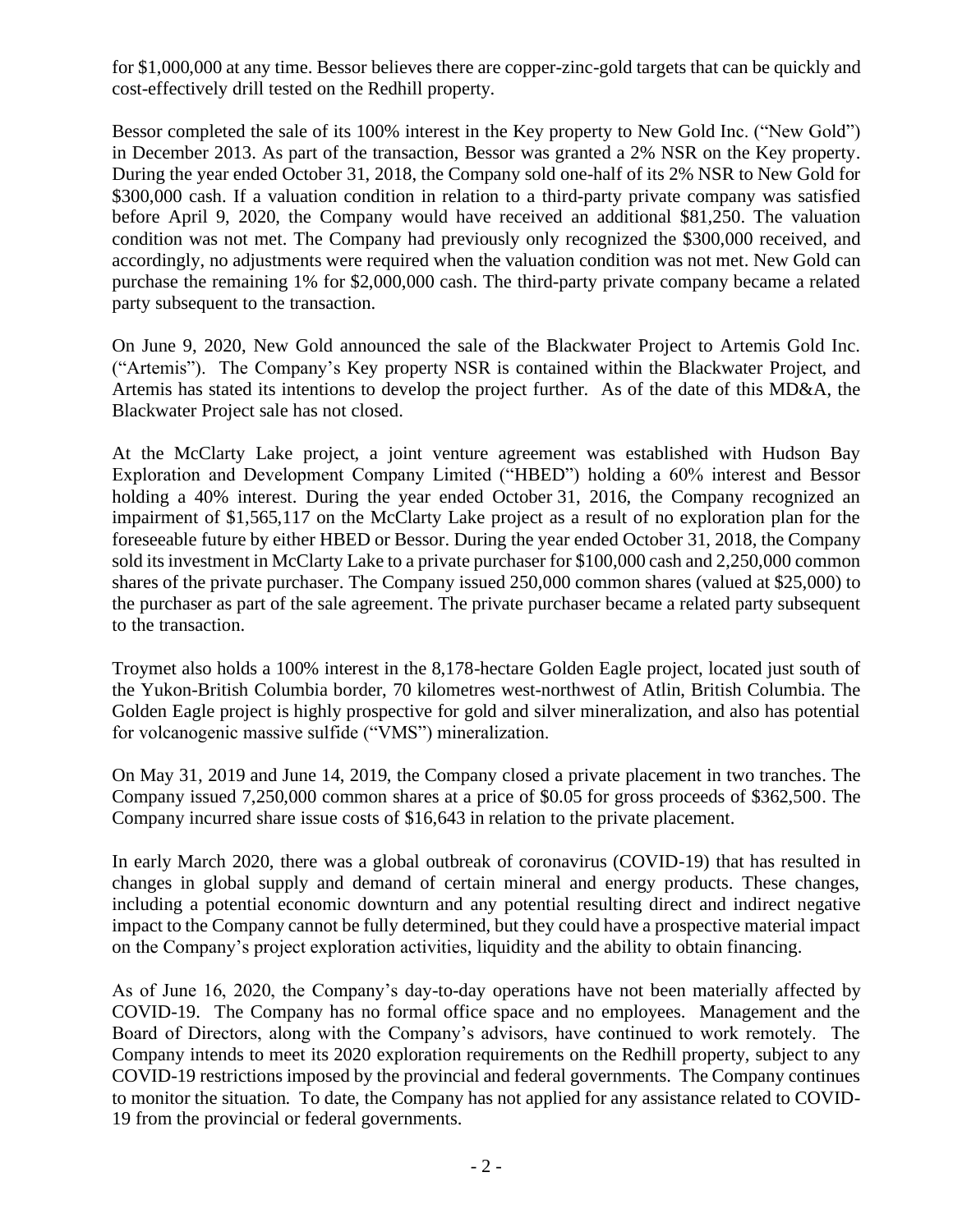for $1,000,000 at any time. Bessor believes there are copper-zinc-gold targets that can be quickly and cost-effectively drill tested on the Redhill property.

Bessor completed the sale of its 100% interest in the Key property to New Gold Inc. ("New Gold") in December 2013. As part of the transaction, Bessor was granted a 2% NSR on the Key property. During the year ended October 31, 2018, the Company sold one-half of its 2% NSR to New Gold for $300,000 cash. If a valuation condition in relation to a third-party private company was satisfied before April 9, 2020, the Company would have received an additional $81,250. The valuation condition was not met. The Company had previously only recognized the $300,000 received, and accordingly, no adjustments were required when the valuation condition was not met. New Gold can purchase the remaining 1% for $2,000,000 cash. The third-party private company became a related party subsequent to the transaction.

On June 9, 2020, New Gold announced the sale of the Blackwater Project to Artemis Gold Inc. ("Artemis"). The Company's Key property NSR is contained within the Blackwater Project, and Artemis has stated its intentions to develop the project further. As of the date of this MD&A, the Blackwater Project sale has not closed.

At the McClarty Lake project, a joint venture agreement was established with Hudson Bay Exploration and Development Company Limited ("HBED") holding a 60% interest and Bessor holding a 40% interest. During the year ended October 31, 2016, the Company recognized an impairment of $1,565,117 on the McClarty Lake project as a result of no exploration plan for the foreseeable future by either HBED or Bessor. During the year ended October 31, 2018, the Company sold its investment in McClarty Lake to a private purchaser for $100,000 cash and 2,250,000 common shares of the private purchaser. The Company issued 250,000 common shares (valued at $25,000) to the purchaser as part of the sale agreement. The private purchaser became a related party subsequent to the transaction.

Troymet also holds a 100% interest in the 8,178-hectare Golden Eagle project, located just south of the Yukon-British Columbia border, 70 kilometres west-northwest of Atlin, British Columbia. The Golden Eagle project is highly prospective for gold and silver mineralization, and also has potential for volcanogenic massive sulfide ("VMS") mineralization.

On May 31, 2019 and June 14, 2019, the Company closed a private placement in two tranches. The Company issued 7,250,000 common shares at a price of $0.05 for gross proceeds of $362,500. The Company incurred share issue costs of $16,643 in relation to the private placement.

In early March 2020, there was a global outbreak of coronavirus (COVID-19) that has resulted in changes in global supply and demand of certain mineral and energy products. These changes, including a potential economic downturn and any potential resulting direct and indirect negative impact to the Company cannot be fully determined, but they could have a prospective material impact on the Company's project exploration activities, liquidity and the ability to obtain financing.

As of June 16, 2020, the Company's day-to-day operations have not been materially affected by COVID-19. The Company has no formal office space and no employees. Management and the Board of Directors, along with the Company's advisors, have continued to work remotely. The Company intends to meet its 2020 exploration requirements on the Redhill property, subject to any COVID-19 restrictions imposed by the provincial and federal governments. The Company continues to monitor the situation. To date, the Company has not applied for any assistance related to COVID-19 from the provincial or federal governments.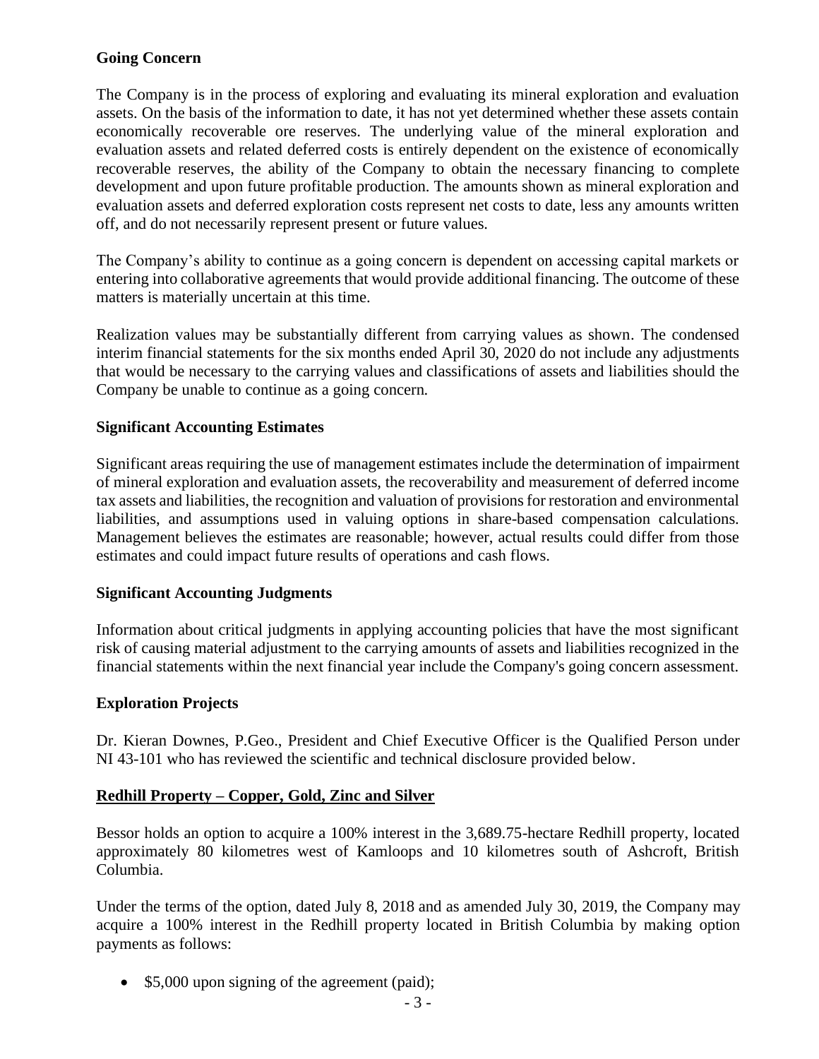### Going Concern

The Company is in the process of exploring and evaluating its mineral exploration and evaluation assets. On the basis of the information to date, it has not yet determined whether these assets contain economically recoverable ore reserves. The underlying value of the mineral exploration and evaluation assets and related deferred costs is entirely dependent on the existence of economically recoverable reserves, the ability of the Company to obtain the necessary financing to complete development and upon future profitable production. The amounts shown as mineral exploration and evaluation assets and deferred exploration costs represent net costs to date, less any amounts written off, and do not necessarily represent present or future values.

The Company's ability to continue as a going concern is dependent on accessing capital markets or entering into collaborative agreements that would provide additional financing. The outcome of these matters is materially uncertain at this time.

Realization values may be substantially different from carrying values as shown. The condensed interim financial statements for the six months ended April 30, 2020 do not include any adjustments that would be necessary to the carrying values and classifications of assets and liabilities should the Company be unable to continue as a going concern.

### Significant Accounting Estimates

Significant areas requiring the use of management estimates include the determination of impairment of mineral exploration and evaluation assets, the recoverability and measurement of deferred income tax assets and liabilities, the recognition and valuation of provisions for restoration and environmental liabilities, and assumptions used in valuing options in share-based compensation calculations. Management believes the estimates are reasonable; however, actual results could differ from those estimates and could impact future results of operations and cash flows.

### Significant Accounting Judgments

Information about critical judgments in applying accounting policies that have the most significant risk of causing material adjustment to the carrying amounts of assets and liabilities recognized in the financial statements within the next financial year include the Company's going concern assessment.

### Exploration Projects

Dr. Kieran Downes, P.Geo., President and Chief Executive Officer is the Qualified Person under NI 43-101 who has reviewed the scientific and technical disclosure provided below.

### Redhill Property – Copper, Gold, Zinc and Silver

Bessor holds an option to acquire a 100% interest in the 3,689.75-hectare Redhill property, located approximately 80 kilometres west of Kamloops and 10 kilometres south of Ashcroft, British Columbia.

Under the terms of the option, dated July 8, 2018 and as amended July 30, 2019, the Company may acquire a 100% interest in the Redhill property located in British Columbia by making option payments as follows:

- $5,000 upon signing of the agreement (paid);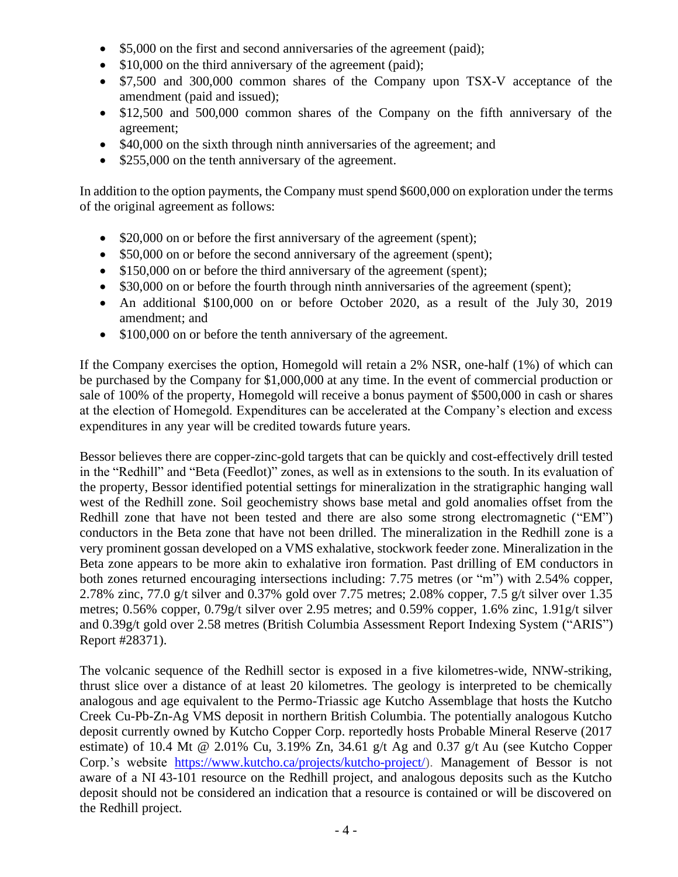- $5,000 on the first and second anniversaries of the agreement (paid);
- $10,000 on the third anniversary of the agreement (paid);
- $7,500 and 300,000 common shares of the Company upon TSX-V acceptance of the amendment (paid and issued);
- $12,500 and 500,000 common shares of the Company on the fifth anniversary of the agreement;
- $40,000 on the sixth through ninth anniversaries of the agreement; and
- $255,000 on the tenth anniversary of the agreement.

In addition to the option payments, the Company must spend $600,000 on exploration under the terms of the original agreement as follows:

- $20,000 on or before the first anniversary of the agreement (spent);
- $50,000 on or before the second anniversary of the agreement (spent);
- $150,000 on or before the third anniversary of the agreement (spent);
- $30,000 on or before the fourth through ninth anniversaries of the agreement (spent);
- An additional $100,000 on or before October 2020, as a result of the July 30, 2019 amendment; and
- $100,000 on or before the tenth anniversary of the agreement.

If the Company exercises the option, Homegold will retain a 2% NSR, one-half (1%) of which can be purchased by the Company for $1,000,000 at any time. In the event of commercial production or sale of 100% of the property, Homegold will receive a bonus payment of $500,000 in cash or shares at the election of Homegold. Expenditures can be accelerated at the Company's election and excess expenditures in any year will be credited towards future years.

Bessor believes there are copper-zinc-gold targets that can be quickly and cost-effectively drill tested in the "Redhill" and "Beta (Feedlot)" zones, as well as in extensions to the south. In its evaluation of the property, Bessor identified potential settings for mineralization in the stratigraphic hanging wall west of the Redhill zone. Soil geochemistry shows base metal and gold anomalies offset from the Redhill zone that have not been tested and there are also some strong electromagnetic ("EM") conductors in the Beta zone that have not been drilled. The mineralization in the Redhill zone is a very prominent gossan developed on a VMS exhalative, stockwork feeder zone. Mineralization in the Beta zone appears to be more akin to exhalative iron formation. Past drilling of EM conductors in both zones returned encouraging intersections including: 7.75 metres (or "m") with 2.54% copper, 2.78% zinc, 77.0 g/t silver and 0.37% gold over 7.75 metres; 2.08% copper, 7.5 g/t silver over 1.35 metres; 0.56% copper, 0.79g/t silver over 2.95 metres; and 0.59% copper, 1.6% zinc, 1.91g/t silver and 0.39g/t gold over 2.58 metres (British Columbia Assessment Report Indexing System ("ARIS") Report #28371).

The volcanic sequence of the Redhill sector is exposed in a five kilometres-wide, NNW-striking, thrust slice over a distance of at least 20 kilometres. The geology is interpreted to be chemically analogous and age equivalent to the Permo-Triassic age Kutcho Assemblage that hosts the Kutcho Creek Cu-Pb-Zn-Ag VMS deposit in northern British Columbia. The potentially analogous Kutcho deposit currently owned by Kutcho Copper Corp. reportedly hosts Probable Mineral Reserve (2017 estimate) of 10.4 Mt @ 2.01% Cu, 3.19% Zn, 34.61 g/t Ag and 0.37 g/t Au (see Kutcho Copper Corp.'s website https://www.kutcho.ca/projects/kutcho-project/). Management of Bessor is not aware of a NI 43-101 resource on the Redhill project, and analogous deposits such as the Kutcho deposit should not be considered an indication that a resource is contained or will be discovered on the Redhill project.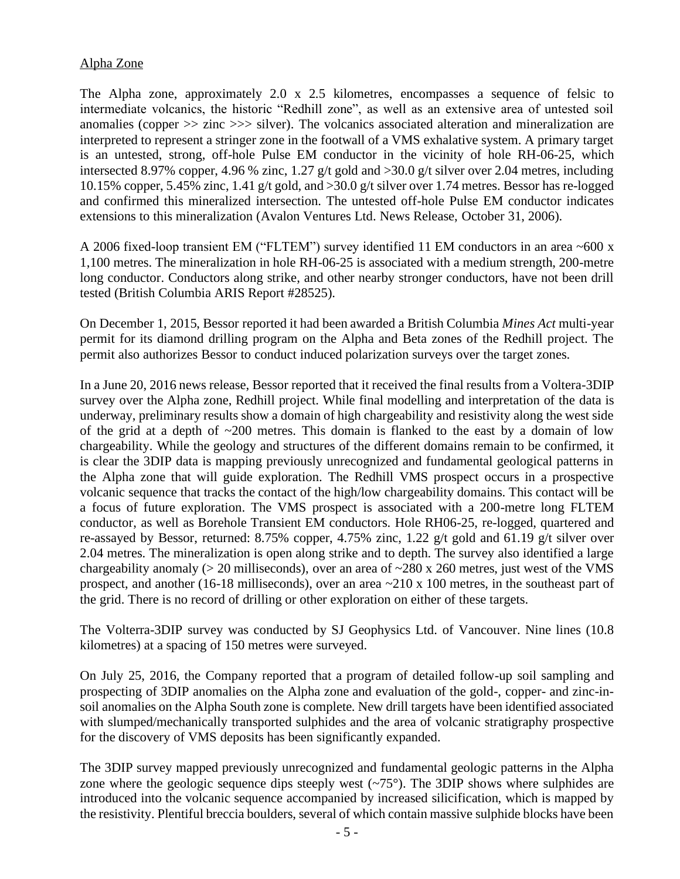Alpha Zone

The Alpha zone, approximately 2.0 x 2.5 kilometres, encompasses a sequence of felsic to intermediate volcanics, the historic "Redhill zone", as well as an extensive area of untested soil anomalies (copper >> zinc >>> silver). The volcanics associated alteration and mineralization are interpreted to represent a stringer zone in the footwall of a VMS exhalative system. A primary target is an untested, strong, off-hole Pulse EM conductor in the vicinity of hole RH-06-25, which intersected 8.97% copper, 4.96 % zinc, 1.27 g/t gold and >30.0 g/t silver over 2.04 metres, including 10.15% copper, 5.45% zinc, 1.41 g/t gold, and >30.0 g/t silver over 1.74 metres. Bessor has re-logged and confirmed this mineralized intersection. The untested off-hole Pulse EM conductor indicates extensions to this mineralization (Avalon Ventures Ltd. News Release, October 31, 2006).

A 2006 fixed-loop transient EM ("FLTEM") survey identified 11 EM conductors in an area ~600 x 1,100 metres. The mineralization in hole RH-06-25 is associated with a medium strength, 200-metre long conductor. Conductors along strike, and other nearby stronger conductors, have not been drill tested (British Columbia ARIS Report #28525).

On December 1, 2015, Bessor reported it had been awarded a British Columbia *Mines Act* multi-year permit for its diamond drilling program on the Alpha and Beta zones of the Redhill project. The permit also authorizes Bessor to conduct induced polarization surveys over the target zones.

In a June 20, 2016 news release, Bessor reported that it received the final results from a Voltera-3DIP survey over the Alpha zone, Redhill project. While final modelling and interpretation of the data is underway, preliminary results show a domain of high chargeability and resistivity along the west side of the grid at a depth of ~200 metres. This domain is flanked to the east by a domain of low chargeability. While the geology and structures of the different domains remain to be confirmed, it is clear the 3DIP data is mapping previously unrecognized and fundamental geological patterns in the Alpha zone that will guide exploration. The Redhill VMS prospect occurs in a prospective volcanic sequence that tracks the contact of the high/low chargeability domains. This contact will be a focus of future exploration. The VMS prospect is associated with a 200-metre long FLTEM conductor, as well as Borehole Transient EM conductors. Hole RH06-25, re-logged, quartered and re-assayed by Bessor, returned: 8.75% copper, 4.75% zinc, 1.22 g/t gold and 61.19 g/t silver over 2.04 metres. The mineralization is open along strike and to depth. The survey also identified a large chargeability anomaly (> 20 milliseconds), over an area of ~280 x 260 metres, just west of the VMS prospect, and another (16-18 milliseconds), over an area ~210 x 100 metres, in the southeast part of the grid. There is no record of drilling or other exploration on either of these targets.

The Volterra-3DIP survey was conducted by SJ Geophysics Ltd. of Vancouver. Nine lines (10.8 kilometres) at a spacing of 150 metres were surveyed.

On July 25, 2016, the Company reported that a program of detailed follow-up soil sampling and prospecting of 3DIP anomalies on the Alpha zone and evaluation of the gold-, copper- and zinc-in-soil anomalies on the Alpha South zone is complete. New drill targets have been identified associated with slumped/mechanically transported sulphides and the area of volcanic stratigraphy prospective for the discovery of VMS deposits has been significantly expanded.

The 3DIP survey mapped previously unrecognized and fundamental geologic patterns in the Alpha zone where the geologic sequence dips steeply west (~75°). The 3DIP shows where sulphides are introduced into the volcanic sequence accompanied by increased silicification, which is mapped by the resistivity. Plentiful breccia boulders, several of which contain massive sulphide blocks have been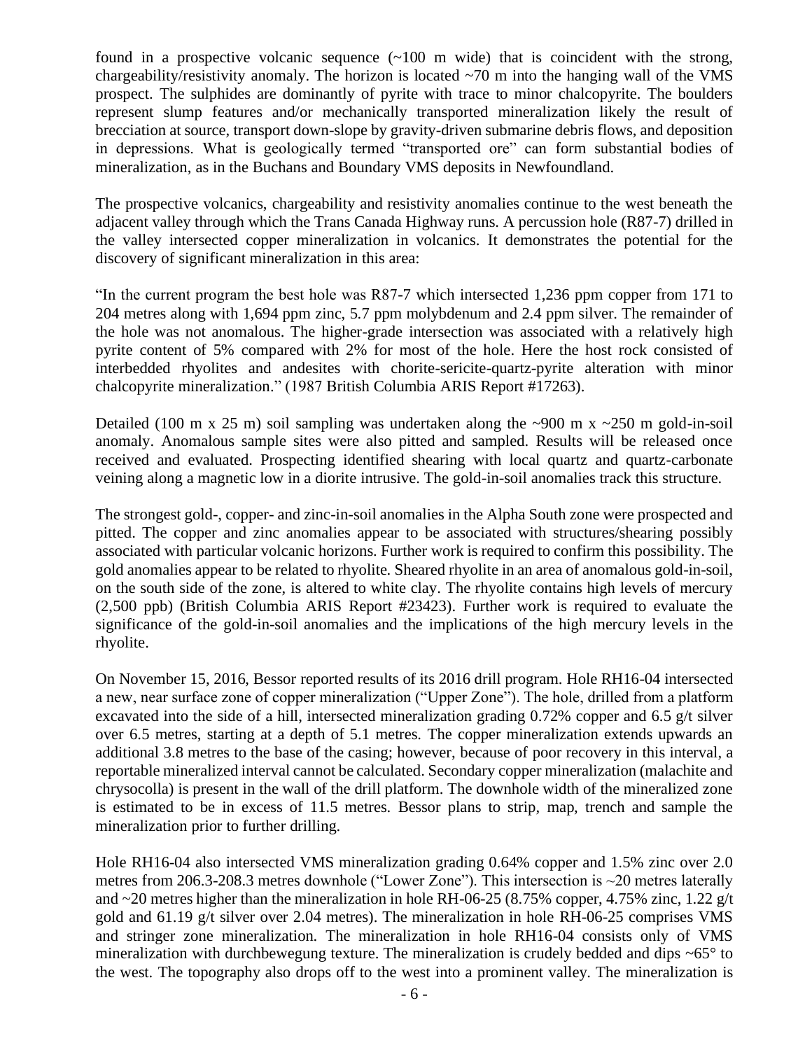found in a prospective volcanic sequence (~100 m wide) that is coincident with the strong, chargeability/resistivity anomaly. The horizon is located ~70 m into the hanging wall of the VMS prospect. The sulphides are dominantly of pyrite with trace to minor chalcopyrite. The boulders represent slump features and/or mechanically transported mineralization likely the result of brecciation at source, transport down-slope by gravity-driven submarine debris flows, and deposition in depressions. What is geologically termed "transported ore" can form substantial bodies of mineralization, as in the Buchans and Boundary VMS deposits in Newfoundland.

The prospective volcanics, chargeability and resistivity anomalies continue to the west beneath the adjacent valley through which the Trans Canada Highway runs. A percussion hole (R87-7) drilled in the valley intersected copper mineralization in volcanics. It demonstrates the potential for the discovery of significant mineralization in this area:

"In the current program the best hole was R87-7 which intersected 1,236 ppm copper from 171 to 204 metres along with 1,694 ppm zinc, 5.7 ppm molybdenum and 2.4 ppm silver. The remainder of the hole was not anomalous. The higher-grade intersection was associated with a relatively high pyrite content of 5% compared with 2% for most of the hole. Here the host rock consisted of interbedded rhyolites and andesites with chorite-sericite-quartz-pyrite alteration with minor chalcopyrite mineralization." (1987 British Columbia ARIS Report #17263).

Detailed (100 m x 25 m) soil sampling was undertaken along the ~900 m x ~250 m gold-in-soil anomaly. Anomalous sample sites were also pitted and sampled. Results will be released once received and evaluated. Prospecting identified shearing with local quartz and quartz-carbonate veining along a magnetic low in a diorite intrusive. The gold-in-soil anomalies track this structure.

The strongest gold-, copper- and zinc-in-soil anomalies in the Alpha South zone were prospected and pitted. The copper and zinc anomalies appear to be associated with structures/shearing possibly associated with particular volcanic horizons. Further work is required to confirm this possibility. The gold anomalies appear to be related to rhyolite. Sheared rhyolite in an area of anomalous gold-in-soil, on the south side of the zone, is altered to white clay. The rhyolite contains high levels of mercury (2,500 ppb) (British Columbia ARIS Report #23423). Further work is required to evaluate the significance of the gold-in-soil anomalies and the implications of the high mercury levels in the rhyolite.

On November 15, 2016, Bessor reported results of its 2016 drill program. Hole RH16-04 intersected a new, near surface zone of copper mineralization ("Upper Zone"). The hole, drilled from a platform excavated into the side of a hill, intersected mineralization grading 0.72% copper and 6.5 g/t silver over 6.5 metres, starting at a depth of 5.1 metres. The copper mineralization extends upwards an additional 3.8 metres to the base of the casing; however, because of poor recovery in this interval, a reportable mineralized interval cannot be calculated. Secondary copper mineralization (malachite and chrysocolla) is present in the wall of the drill platform. The downhole width of the mineralized zone is estimated to be in excess of 11.5 metres. Bessor plans to strip, map, trench and sample the mineralization prior to further drilling.

Hole RH16-04 also intersected VMS mineralization grading 0.64% copper and 1.5% zinc over 2.0 metres from 206.3-208.3 metres downhole ("Lower Zone"). This intersection is ~20 metres laterally and ~20 metres higher than the mineralization in hole RH-06-25 (8.75% copper, 4.75% zinc, 1.22 g/t gold and 61.19 g/t silver over 2.04 metres). The mineralization in hole RH-06-25 comprises VMS and stringer zone mineralization. The mineralization in hole RH16-04 consists only of VMS mineralization with durchbewegung texture. The mineralization is crudely bedded and dips ~65° to the west. The topography also drops off to the west into a prominent valley. The mineralization is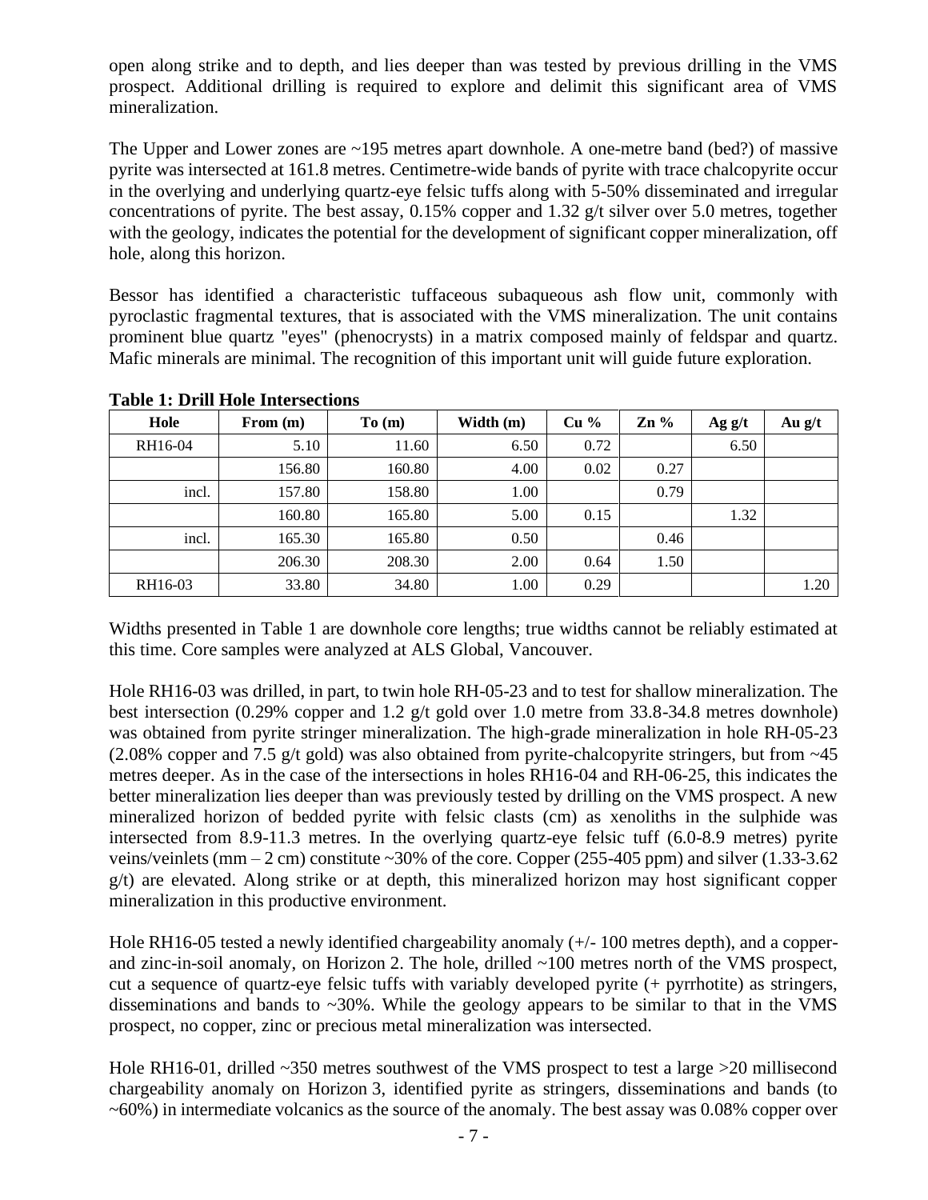open along strike and to depth, and lies deeper than was tested by previous drilling in the VMS prospect. Additional drilling is required to explore and delimit this significant area of VMS mineralization.

The Upper and Lower zones are ~195 metres apart downhole. A one-metre band (bed?) of massive pyrite was intersected at 161.8 metres. Centimetre-wide bands of pyrite with trace chalcopyrite occur in the overlying and underlying quartz-eye felsic tuffs along with 5-50% disseminated and irregular concentrations of pyrite. The best assay, 0.15% copper and 1.32 g/t silver over 5.0 metres, together with the geology, indicates the potential for the development of significant copper mineralization, off hole, along this horizon.

Bessor has identified a characteristic tuffaceous subaqueous ash flow unit, commonly with pyroclastic fragmental textures, that is associated with the VMS mineralization. The unit contains prominent blue quartz "eyes" (phenocrysts) in a matrix composed mainly of feldspar and quartz. Mafic minerals are minimal. The recognition of this important unit will guide future exploration.

**Table 1: Drill Hole Intersections**

| Hole | From (m) | To (m) | Width (m) | Cu % | Zn % | Ag g/t | Au g/t |
|---|---|---|---|---|---|---|---|
| RH16-04 | 5.10 | 11.60 | 6.50 | 0.72 | | 6.50 | |
| | 156.80 | 160.80 | 4.00 | 0.02 | 0.27 | | |
| incl. | 157.80 | 158.80 | 1.00 | | 0.79 | | |
| | 160.80 | 165.80 | 5.00 | 0.15 | | 1.32 | |
| incl. | 165.30 | 165.80 | 0.50 | | 0.46 | | |
| | 206.30 | 208.30 | 2.00 | 0.64 | 1.50 | | |
| RH16-03 | 33.80 | 34.80 | 1.00 | 0.29 | | | 1.20 |

Widths presented in Table 1 are downhole core lengths; true widths cannot be reliably estimated at this time. Core samples were analyzed at ALS Global, Vancouver.

Hole RH16-03 was drilled, in part, to twin hole RH-05-23 and to test for shallow mineralization. The best intersection (0.29% copper and 1.2 g/t gold over 1.0 metre from 33.8-34.8 metres downhole) was obtained from pyrite stringer mineralization. The high-grade mineralization in hole RH-05-23 (2.08% copper and 7.5 g/t gold) was also obtained from pyrite-chalcopyrite stringers, but from ~45 metres deeper. As in the case of the intersections in holes RH16-04 and RH-06-25, this indicates the better mineralization lies deeper than was previously tested by drilling on the VMS prospect. A new mineralized horizon of bedded pyrite with felsic clasts (cm) as xenoliths in the sulphide was intersected from 8.9-11.3 metres. In the overlying quartz-eye felsic tuff (6.0-8.9 metres) pyrite veins/veinlets (mm – 2 cm) constitute ~30% of the core. Copper (255-405 ppm) and silver (1.33-3.62 g/t) are elevated. Along strike or at depth, this mineralized horizon may host significant copper mineralization in this productive environment.

Hole RH16-05 tested a newly identified chargeability anomaly (+/- 100 metres depth), and a copper- and zinc-in-soil anomaly, on Horizon 2. The hole, drilled ~100 metres north of the VMS prospect, cut a sequence of quartz-eye felsic tuffs with variably developed pyrite (+ pyrrhotite) as stringers, disseminations and bands to ~30%. While the geology appears to be similar to that in the VMS prospect, no copper, zinc or precious metal mineralization was intersected.

Hole RH16-01, drilled ~350 metres southwest of the VMS prospect to test a large >20 millisecond chargeability anomaly on Horizon 3, identified pyrite as stringers, disseminations and bands (to ~60%) in intermediate volcanics as the source of the anomaly. The best assay was 0.08% copper over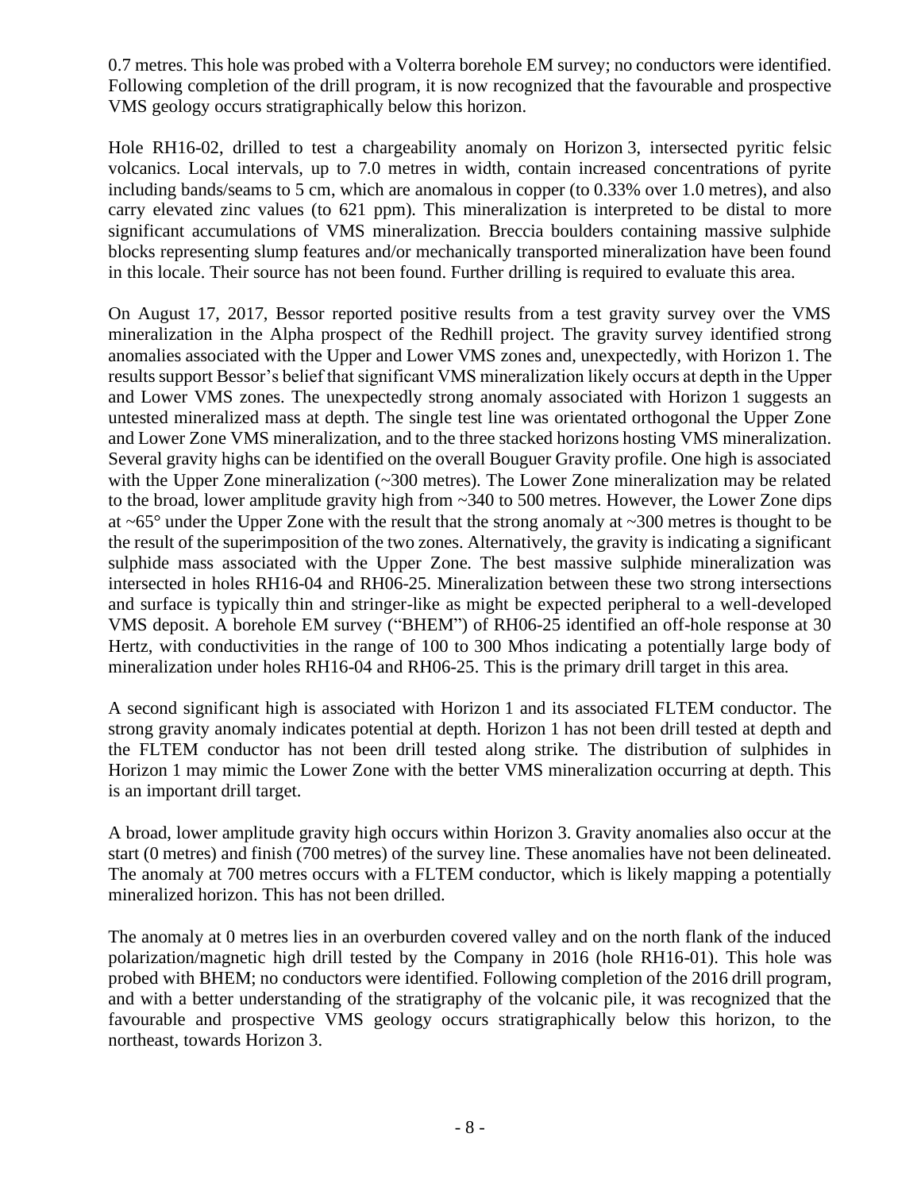0.7 metres. This hole was probed with a Volterra borehole EM survey; no conductors were identified. Following completion of the drill program, it is now recognized that the favourable and prospective VMS geology occurs stratigraphically below this horizon.

Hole RH16-02, drilled to test a chargeability anomaly on Horizon 3, intersected pyritic felsic volcanics. Local intervals, up to 7.0 metres in width, contain increased concentrations of pyrite including bands/seams to 5 cm, which are anomalous in copper (to 0.33% over 1.0 metres), and also carry elevated zinc values (to 621 ppm). This mineralization is interpreted to be distal to more significant accumulations of VMS mineralization. Breccia boulders containing massive sulphide blocks representing slump features and/or mechanically transported mineralization have been found in this locale. Their source has not been found. Further drilling is required to evaluate this area.

On August 17, 2017, Bessor reported positive results from a test gravity survey over the VMS mineralization in the Alpha prospect of the Redhill project. The gravity survey identified strong anomalies associated with the Upper and Lower VMS zones and, unexpectedly, with Horizon 1. The results support Bessor's belief that significant VMS mineralization likely occurs at depth in the Upper and Lower VMS zones. The unexpectedly strong anomaly associated with Horizon 1 suggests an untested mineralized mass at depth. The single test line was orientated orthogonal the Upper Zone and Lower Zone VMS mineralization, and to the three stacked horizons hosting VMS mineralization. Several gravity highs can be identified on the overall Bouguer Gravity profile. One high is associated with the Upper Zone mineralization (~300 metres). The Lower Zone mineralization may be related to the broad, lower amplitude gravity high from ~340 to 500 metres. However, the Lower Zone dips at ~65° under the Upper Zone with the result that the strong anomaly at ~300 metres is thought to be the result of the superimposition of the two zones. Alternatively, the gravity is indicating a significant sulphide mass associated with the Upper Zone. The best massive sulphide mineralization was intersected in holes RH16-04 and RH06-25. Mineralization between these two strong intersections and surface is typically thin and stringer-like as might be expected peripheral to a well-developed VMS deposit. A borehole EM survey ("BHEM") of RH06-25 identified an off-hole response at 30 Hertz, with conductivities in the range of 100 to 300 Mhos indicating a potentially large body of mineralization under holes RH16-04 and RH06-25. This is the primary drill target in this area.

A second significant high is associated with Horizon 1 and its associated FLTEM conductor. The strong gravity anomaly indicates potential at depth. Horizon 1 has not been drill tested at depth and the FLTEM conductor has not been drill tested along strike. The distribution of sulphides in Horizon 1 may mimic the Lower Zone with the better VMS mineralization occurring at depth. This is an important drill target.

A broad, lower amplitude gravity high occurs within Horizon 3. Gravity anomalies also occur at the start (0 metres) and finish (700 metres) of the survey line. These anomalies have not been delineated. The anomaly at 700 metres occurs with a FLTEM conductor, which is likely mapping a potentially mineralized horizon. This has not been drilled.

The anomaly at 0 metres lies in an overburden covered valley and on the north flank of the induced polarization/magnetic high drill tested by the Company in 2016 (hole RH16-01). This hole was probed with BHEM; no conductors were identified. Following completion of the 2016 drill program, and with a better understanding of the stratigraphy of the volcanic pile, it was recognized that the favourable and prospective VMS geology occurs stratigraphically below this horizon, to the northeast, towards Horizon 3.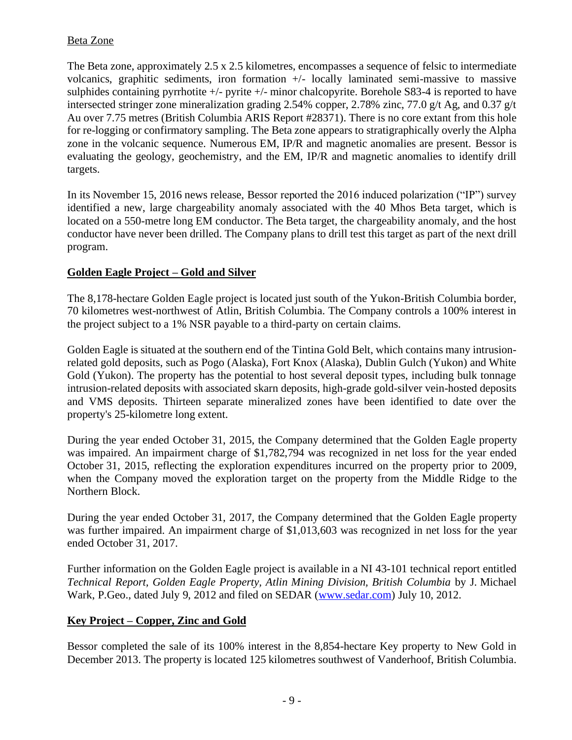Beta Zone

The Beta zone, approximately 2.5 x 2.5 kilometres, encompasses a sequence of felsic to intermediate volcanics, graphitic sediments, iron formation +/- locally laminated semi-massive to massive sulphides containing pyrrhotite +/- pyrite +/- minor chalcopyrite. Borehole S83-4 is reported to have intersected stringer zone mineralization grading 2.54% copper, 2.78% zinc, 77.0 g/t Ag, and 0.37 g/t Au over 7.75 metres (British Columbia ARIS Report #28371). There is no core extant from this hole for re-logging or confirmatory sampling. The Beta zone appears to stratigraphically overly the Alpha zone in the volcanic sequence. Numerous EM, IP/R and magnetic anomalies are present. Bessor is evaluating the geology, geochemistry, and the EM, IP/R and magnetic anomalies to identify drill targets.

In its November 15, 2016 news release, Bessor reported the 2016 induced polarization ("IP") survey identified a new, large chargeability anomaly associated with the 40 Mhos Beta target, which is located on a 550-metre long EM conductor. The Beta target, the chargeability anomaly, and the host conductor have never been drilled. The Company plans to drill test this target as part of the next drill program.

## Golden Eagle Project – Gold and Silver

The 8,178-hectare Golden Eagle project is located just south of the Yukon-British Columbia border, 70 kilometres west-northwest of Atlin, British Columbia. The Company controls a 100% interest in the project subject to a 1% NSR payable to a third-party on certain claims.

Golden Eagle is situated at the southern end of the Tintina Gold Belt, which contains many intrusion-related gold deposits, such as Pogo (Alaska), Fort Knox (Alaska), Dublin Gulch (Yukon) and White Gold (Yukon). The property has the potential to host several deposit types, including bulk tonnage intrusion-related deposits with associated skarn deposits, high-grade gold-silver vein-hosted deposits and VMS deposits. Thirteen separate mineralized zones have been identified to date over the property's 25-kilometre long extent.

During the year ended October 31, 2015, the Company determined that the Golden Eagle property was impaired. An impairment charge of $1,782,794 was recognized in net loss for the year ended October 31, 2015, reflecting the exploration expenditures incurred on the property prior to 2009, when the Company moved the exploration target on the property from the Middle Ridge to the Northern Block.

During the year ended October 31, 2017, the Company determined that the Golden Eagle property was further impaired. An impairment charge of $1,013,603 was recognized in net loss for the year ended October 31, 2017.

Further information on the Golden Eagle project is available in a NI 43-101 technical report entitled *Technical Report, Golden Eagle Property, Atlin Mining Division, British Columbia* by J. Michael Wark, P.Geo., dated July 9, 2012 and filed on SEDAR (www.sedar.com) July 10, 2012.

## Key Project – Copper, Zinc and Gold

Bessor completed the sale of its 100% interest in the 8,854-hectare Key property to New Gold in December 2013. The property is located 125 kilometres southwest of Vanderhoof, British Columbia.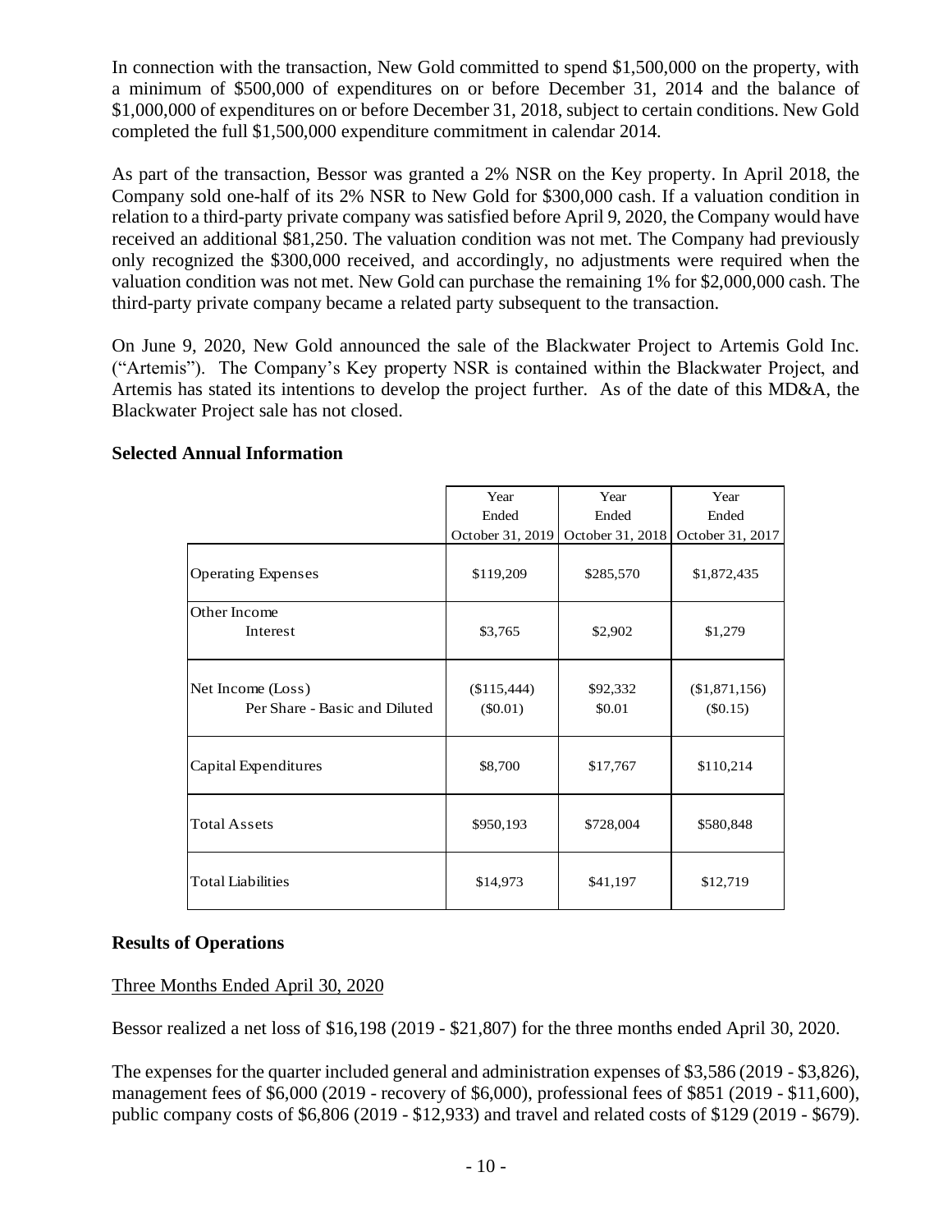In connection with the transaction, New Gold committed to spend $1,500,000 on the property, with a minimum of $500,000 of expenditures on or before December 31, 2014 and the balance of $1,000,000 of expenditures on or before December 31, 2018, subject to certain conditions. New Gold completed the full $1,500,000 expenditure commitment in calendar 2014.

As part of the transaction, Bessor was granted a 2% NSR on the Key property. In April 2018, the Company sold one-half of its 2% NSR to New Gold for $300,000 cash. If a valuation condition in relation to a third-party private company was satisfied before April 9, 2020, the Company would have received an additional $81,250. The valuation condition was not met. The Company had previously only recognized the $300,000 received, and accordingly, no adjustments were required when the valuation condition was not met. New Gold can purchase the remaining 1% for $2,000,000 cash. The third-party private company became a related party subsequent to the transaction.

On June 9, 2020, New Gold announced the sale of the Blackwater Project to Artemis Gold Inc. ("Artemis"). The Company's Key property NSR is contained within the Blackwater Project, and Artemis has stated its intentions to develop the project further. As of the date of this MD&A, the Blackwater Project sale has not closed.

## Selected Annual Information

| | Year Ended October 31, 2019 | Year Ended October 31, 2018 | Year Ended October 31, 2017 |
|---|---|---|---|
| Operating Expenses | $119,209 | $285,570 | $1,872,435 |
| Other Income<br>Interest | $3,765 | $2,902 | $1,279 |
| Net Income (Loss)<br>Per Share - Basic and Diluted | ($115,444)<br>($0.01) | $92,332<br>$0.01 | ($1,871,156)<br>($0.15) |
| Capital Expenditures | $8,700 | $17,767 | $110,214 |
| Total Assets | $950,193 | $728,004 | $580,848 |
| Total Liabilities | $14,973 | $41,197 | $12,719 |

## Results of Operations

Three Months Ended April 30, 2020

Bessor realized a net loss of $16,198 (2019 - $21,807) for the three months ended April 30, 2020.

The expenses for the quarter included general and administration expenses of $3,586 (2019 - $3,826), management fees of $6,000 (2019 - recovery of $6,000), professional fees of $851 (2019 - $11,600), public company costs of $6,806 (2019 - $12,933) and travel and related costs of $129 (2019 - $679).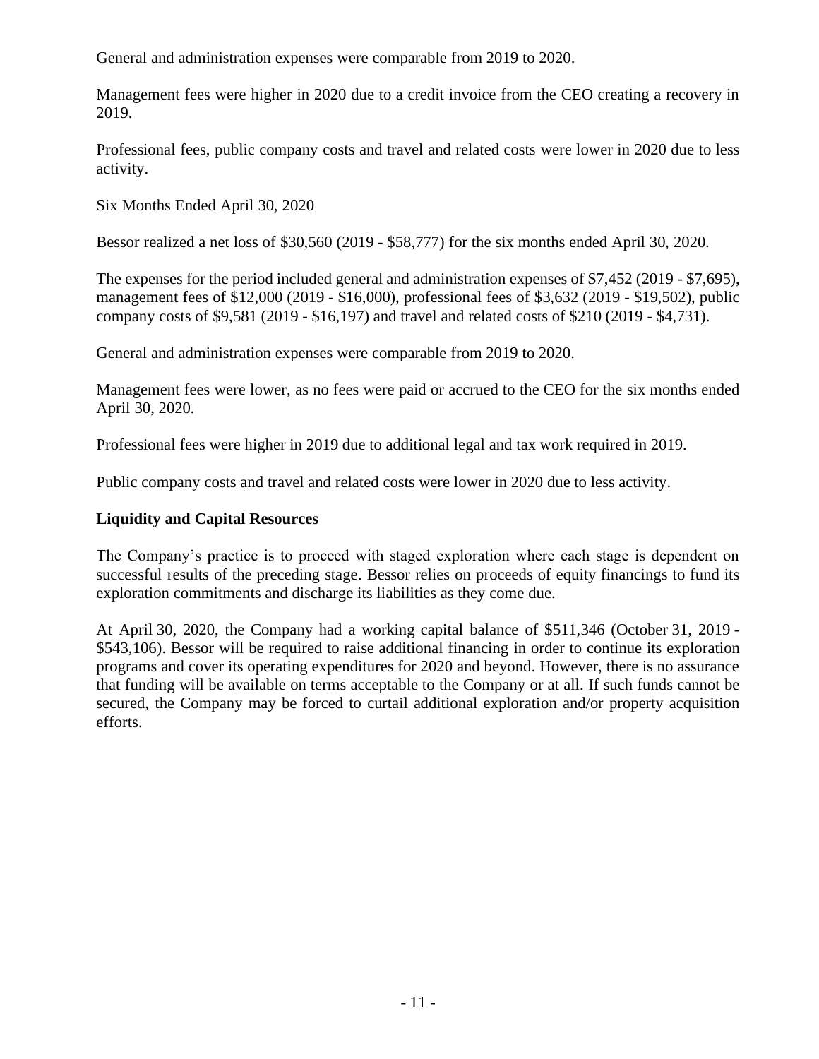General and administration expenses were comparable from 2019 to 2020.

Management fees were higher in 2020 due to a credit invoice from the CEO creating a recovery in 2019.

Professional fees, public company costs and travel and related costs were lower in 2020 due to less activity.

Six Months Ended April 30, 2020

Bessor realized a net loss of $30,560 (2019 - $58,777) for the six months ended April 30, 2020.

The expenses for the period included general and administration expenses of $7,452 (2019 - $7,695), management fees of $12,000 (2019 - $16,000), professional fees of $3,632 (2019 - $19,502), public company costs of $9,581 (2019 - $16,197) and travel and related costs of $210 (2019 - $4,731).

General and administration expenses were comparable from 2019 to 2020.

Management fees were lower, as no fees were paid or accrued to the CEO for the six months ended April 30, 2020.

Professional fees were higher in 2019 due to additional legal and tax work required in 2019.

Public company costs and travel and related costs were lower in 2020 due to less activity.

## Liquidity and Capital Resources

The Company's practice is to proceed with staged exploration where each stage is dependent on successful results of the preceding stage. Bessor relies on proceeds of equity financings to fund its exploration commitments and discharge its liabilities as they come due.

At April 30, 2020, the Company had a working capital balance of $511,346 (October 31, 2019 - $543,106). Bessor will be required to raise additional financing in order to continue its exploration programs and cover its operating expenditures for 2020 and beyond. However, there is no assurance that funding will be available on terms acceptable to the Company or at all. If such funds cannot be secured, the Company may be forced to curtail additional exploration and/or property acquisition efforts.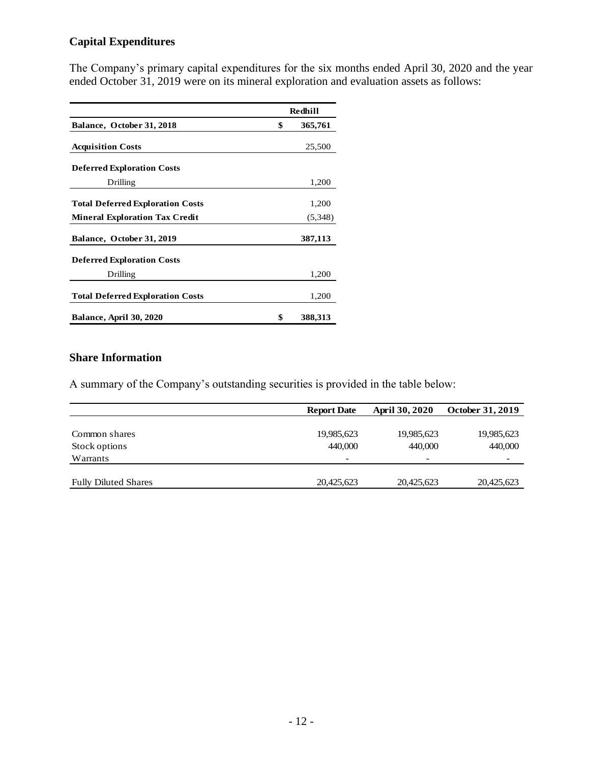## Capital Expenditures

The Company's primary capital expenditures for the six months ended April 30, 2020 and the year ended October 31, 2019 were on its mineral exploration and evaluation assets as follows:

| | Redhill |
|---|---|
| **Balance, October 31, 2018** | **$ 365,761** |
| **Acquisition Costs** | 25,500 |
| **Deferred Exploration Costs** | |
| Drilling | 1,200 |
| **Total Deferred Exploration Costs** | 1,200 |
| **Mineral Exploration Tax Credit** | (5,348) |
| **Balance, October 31, 2019** | **387,113** |
| **Deferred Exploration Costs** | |
| Drilling | 1,200 |
| **Total Deferred Exploration Costs** | 1,200 |
| **Balance, April 30, 2020** | **$ 388,313** |

## Share Information

A summary of the Company's outstanding securities is provided in the table below:

| | Report Date | April 30, 2020 | October 31, 2019 |
|---|---|---|---|
| Common shares | 19,985,623 | 19,985,623 | 19,985,623 |
| Stock options | 440,000 | 440,000 | 440,000 |
| Warrants | - | - | - |
| Fully Diluted Shares | 20,425,623 | 20,425,623 | 20,425,623 |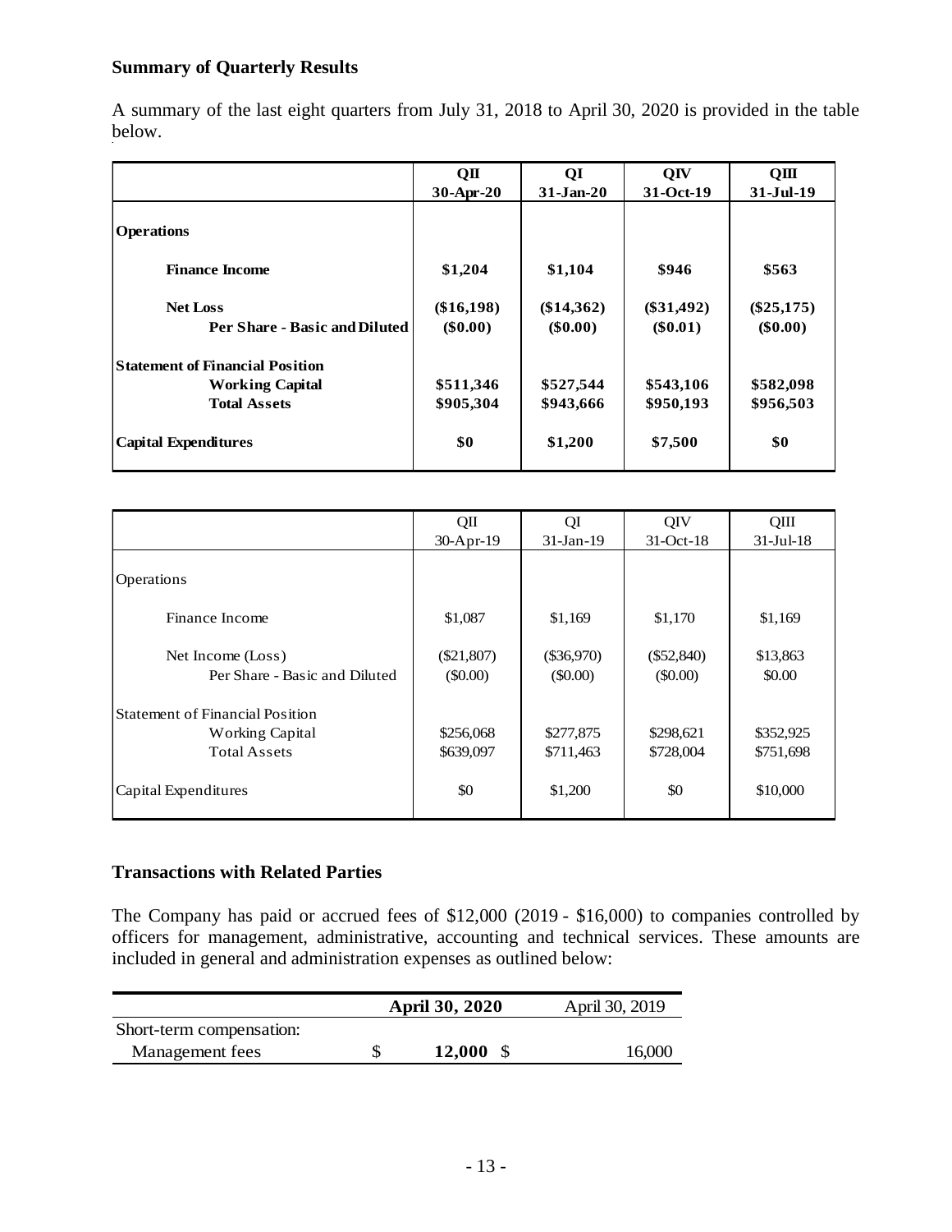## Summary of Quarterly Results

A summary of the last eight quarters from July 31, 2018 to April 30, 2020 is provided in the table below.

| | **QII 30-Apr-20** | **QI 31-Jan-20** | **QIV 31-Oct-19** | **QIII 31-Jul-19** |
|---|---|---|---|---|
| **Operations** | | | | |
| **Finance Income** | **$1,204** | **$1,104** | **$946** | **$563** |
| **Net Loss** | **($16,198)** | **($14,362)** | **($31,492)** | **($25,175)** |
| **Per Share - Basic and Diluted** | **($0.00)** | **($0.00)** | **($0.01)** | **($0.00)** |
| **Statement of Financial Position** | | | | |
| **Working Capital** | **$511,346** | **$527,544** | **$543,106** | **$582,098** |
| **Total Assets** | **$905,304** | **$943,666** | **$950,193** | **$956,503** |
| **Capital Expenditures** | **$0** | **$1,200** | **$7,500** | **$0** |

| | QII 30-Apr-19 | QI 31-Jan-19 | QIV 31-Oct-18 | QIII 31-Jul-18 |
|---|---|---|---|---|
| Operations | | | | |
| Finance Income | $1,087 | $1,169 | $1,170 | $1,169 |
| Net Income (Loss) | ($21,807) | ($36,970) | ($52,840) | $13,863 |
| Per Share - Basic and Diluted | ($0.00) | ($0.00) | ($0.00) | $0.00 |
| Statement of Financial Position | | | | |
| Working Capital | $256,068 | $277,875 | $298,621 | $352,925 |
| Total Assets | $639,097 | $711,463 | $728,004 | $751,698 |
| Capital Expenditures | $0 | $1,200 | $0 | $10,000 |

## Transactions with Related Parties

The Company has paid or accrued fees of $12,000 (2019 - $16,000) to companies controlled by officers for management, administrative, accounting and technical services. These amounts are included in general and administration expenses as outlined below:

| | **April 30, 2020** | April 30, 2019 |
|---|---|---|
| Short-term compensation: | | |
| Management fees | $ **12,000** | $ 16,000 |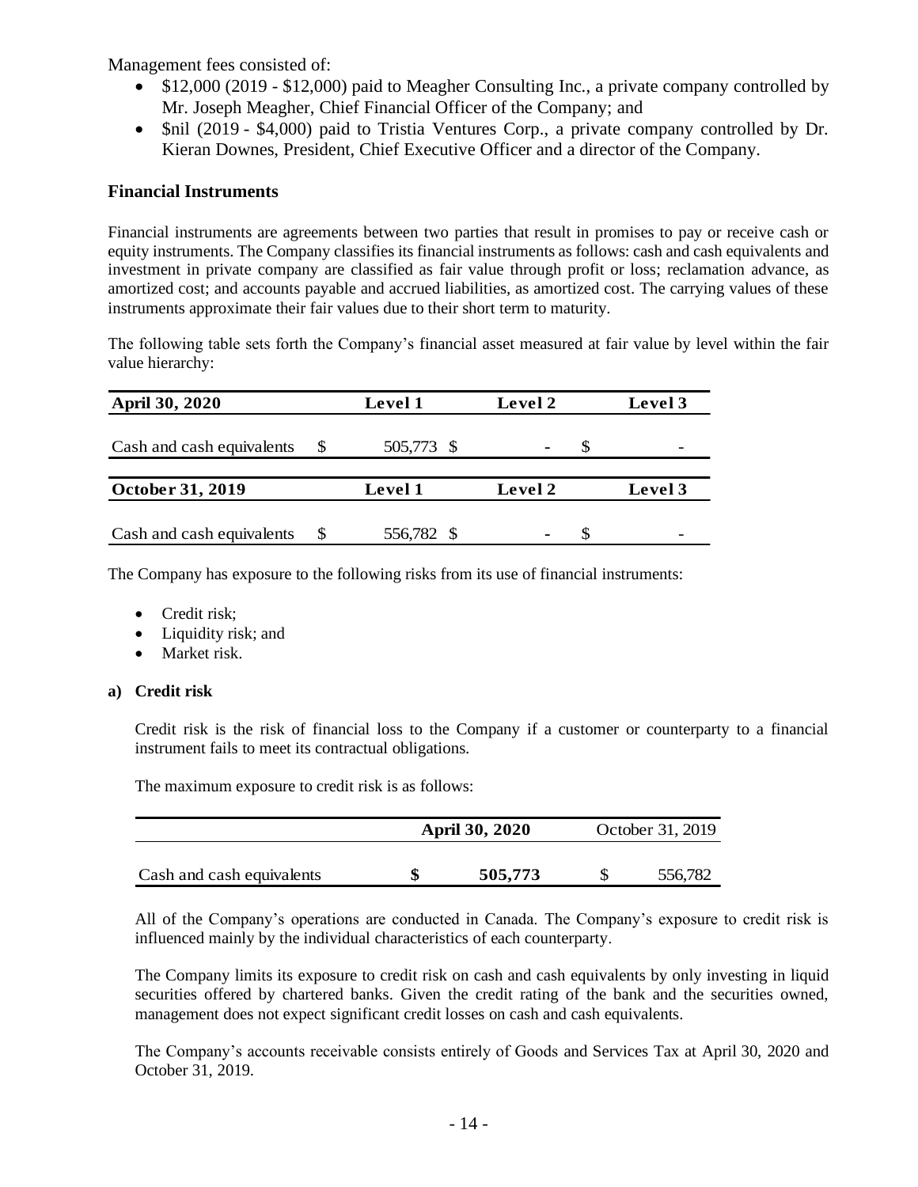Management fees consisted of:

- \$12,000 (2019 - \$12,000) paid to Meagher Consulting Inc., a private company controlled by Mr. Joseph Meagher, Chief Financial Officer of the Company; and
- \$nil (2019 - \$4,000) paid to Tristia Ventures Corp., a private company controlled by Dr. Kieran Downes, President, Chief Executive Officer and a director of the Company.

## Financial Instruments

Financial instruments are agreements between two parties that result in promises to pay or receive cash or equity instruments. The Company classifies its financial instruments as follows: cash and cash equivalents and investment in private company are classified as fair value through profit or loss; reclamation advance, as amortized cost; and accounts payable and accrued liabilities, as amortized cost. The carrying values of these instruments approximate their fair values due to their short term to maturity.

The following table sets forth the Company's financial asset measured at fair value by level within the fair value hierarchy:

| April 30, 2020 | Level 1 | Level 2 | Level 3 |
|---|---|---|---|
| Cash and cash equivalents | \$ 505,773 | \$ - | \$ - |

| October 31, 2019 | Level 1 | Level 2 | Level 3 |
|---|---|---|---|
| Cash and cash equivalents | \$ 556,782 | \$ - | \$ - |

The Company has exposure to the following risks from its use of financial instruments:

- Credit risk;
- Liquidity risk; and
- Market risk.

**a) Credit risk**

Credit risk is the risk of financial loss to the Company if a customer or counterparty to a financial instrument fails to meet its contractual obligations.

The maximum exposure to credit risk is as follows:

| | **April 30, 2020** | October 31, 2019 |
|---|---|---|
| Cash and cash equivalents | **\$ 505,773** | \$ 556,782 |

All of the Company's operations are conducted in Canada. The Company's exposure to credit risk is influenced mainly by the individual characteristics of each counterparty.

The Company limits its exposure to credit risk on cash and cash equivalents by only investing in liquid securities offered by chartered banks. Given the credit rating of the bank and the securities owned, management does not expect significant credit losses on cash and cash equivalents.

The Company's accounts receivable consists entirely of Goods and Services Tax at April 30, 2020 and October 31, 2019.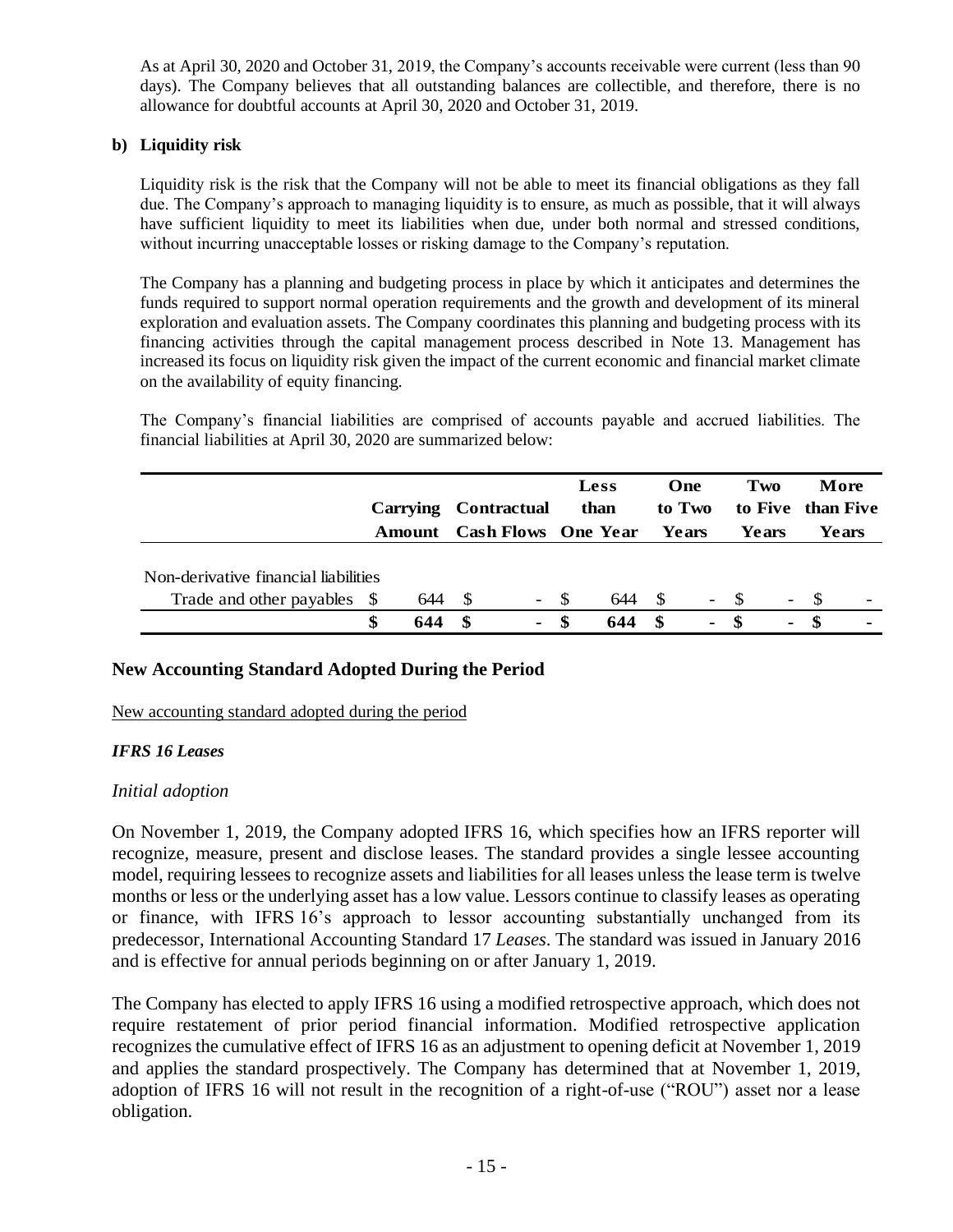As at April 30, 2020 and October 31, 2019, the Company's accounts receivable were current (less than 90 days). The Company believes that all outstanding balances are collectible, and therefore, there is no allowance for doubtful accounts at April 30, 2020 and October 31, 2019.

**b) Liquidity risk**

Liquidity risk is the risk that the Company will not be able to meet its financial obligations as they fall due. The Company's approach to managing liquidity is to ensure, as much as possible, that it will always have sufficient liquidity to meet its liabilities when due, under both normal and stressed conditions, without incurring unacceptable losses or risking damage to the Company's reputation.

The Company has a planning and budgeting process in place by which it anticipates and determines the funds required to support normal operation requirements and the growth and development of its mineral exploration and evaluation assets. The Company coordinates this planning and budgeting process with its financing activities through the capital management process described in Note 13. Management has increased its focus on liquidity risk given the impact of the current economic and financial market climate on the availability of equity financing.

The Company's financial liabilities are comprised of accounts payable and accrued liabilities. The financial liabilities at April 30, 2020 are summarized below:

| | Carrying Amount | Contractual Cash Flows | Less than One Year | One to Two Years | Two to Five Years | More than Five Years |
|---|---|---|---|---|---|---|
| Non-derivative financial liabilities | | | | | | |
| Trade and other payables | $ 644 | $ - | $ 644 | $ - | $ - | $ - |
| | **$ 644** | **$ -** | **$ 644** | **$ -** | **$ -** | **$ -** |

## New Accounting Standard Adopted During the Period

New accounting standard adopted during the period

***IFRS 16 Leases***

*Initial adoption*

On November 1, 2019, the Company adopted IFRS 16, which specifies how an IFRS reporter will recognize, measure, present and disclose leases. The standard provides a single lessee accounting model, requiring lessees to recognize assets and liabilities for all leases unless the lease term is twelve months or less or the underlying asset has a low value. Lessors continue to classify leases as operating or finance, with IFRS 16's approach to lessor accounting substantially unchanged from its predecessor, International Accounting Standard 17 *Leases*. The standard was issued in January 2016 and is effective for annual periods beginning on or after January 1, 2019.

The Company has elected to apply IFRS 16 using a modified retrospective approach, which does not require restatement of prior period financial information. Modified retrospective application recognizes the cumulative effect of IFRS 16 as an adjustment to opening deficit at November 1, 2019 and applies the standard prospectively. The Company has determined that at November 1, 2019, adoption of IFRS 16 will not result in the recognition of a right-of-use ("ROU") asset nor a lease obligation.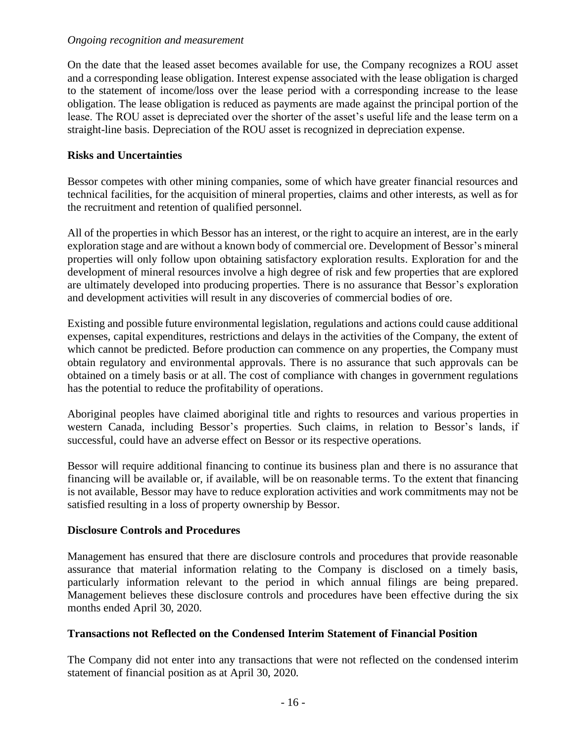*Ongoing recognition and measurement*

On the date that the leased asset becomes available for use, the Company recognizes a ROU asset and a corresponding lease obligation. Interest expense associated with the lease obligation is charged to the statement of income/loss over the lease period with a corresponding increase to the lease obligation. The lease obligation is reduced as payments are made against the principal portion of the lease. The ROU asset is depreciated over the shorter of the asset's useful life and the lease term on a straight-line basis. Depreciation of the ROU asset is recognized in depreciation expense.

## Risks and Uncertainties

Bessor competes with other mining companies, some of which have greater financial resources and technical facilities, for the acquisition of mineral properties, claims and other interests, as well as for the recruitment and retention of qualified personnel.

All of the properties in which Bessor has an interest, or the right to acquire an interest, are in the early exploration stage and are without a known body of commercial ore. Development of Bessor's mineral properties will only follow upon obtaining satisfactory exploration results. Exploration for and the development of mineral resources involve a high degree of risk and few properties that are explored are ultimately developed into producing properties. There is no assurance that Bessor's exploration and development activities will result in any discoveries of commercial bodies of ore.

Existing and possible future environmental legislation, regulations and actions could cause additional expenses, capital expenditures, restrictions and delays in the activities of the Company, the extent of which cannot be predicted. Before production can commence on any properties, the Company must obtain regulatory and environmental approvals. There is no assurance that such approvals can be obtained on a timely basis or at all. The cost of compliance with changes in government regulations has the potential to reduce the profitability of operations.

Aboriginal peoples have claimed aboriginal title and rights to resources and various properties in western Canada, including Bessor's properties. Such claims, in relation to Bessor's lands, if successful, could have an adverse effect on Bessor or its respective operations.

Bessor will require additional financing to continue its business plan and there is no assurance that financing will be available or, if available, will be on reasonable terms. To the extent that financing is not available, Bessor may have to reduce exploration activities and work commitments may not be satisfied resulting in a loss of property ownership by Bessor.

## Disclosure Controls and Procedures

Management has ensured that there are disclosure controls and procedures that provide reasonable assurance that material information relating to the Company is disclosed on a timely basis, particularly information relevant to the period in which annual filings are being prepared. Management believes these disclosure controls and procedures have been effective during the six months ended April 30, 2020.

## Transactions not Reflected on the Condensed Interim Statement of Financial Position

The Company did not enter into any transactions that were not reflected on the condensed interim statement of financial position as at April 30, 2020.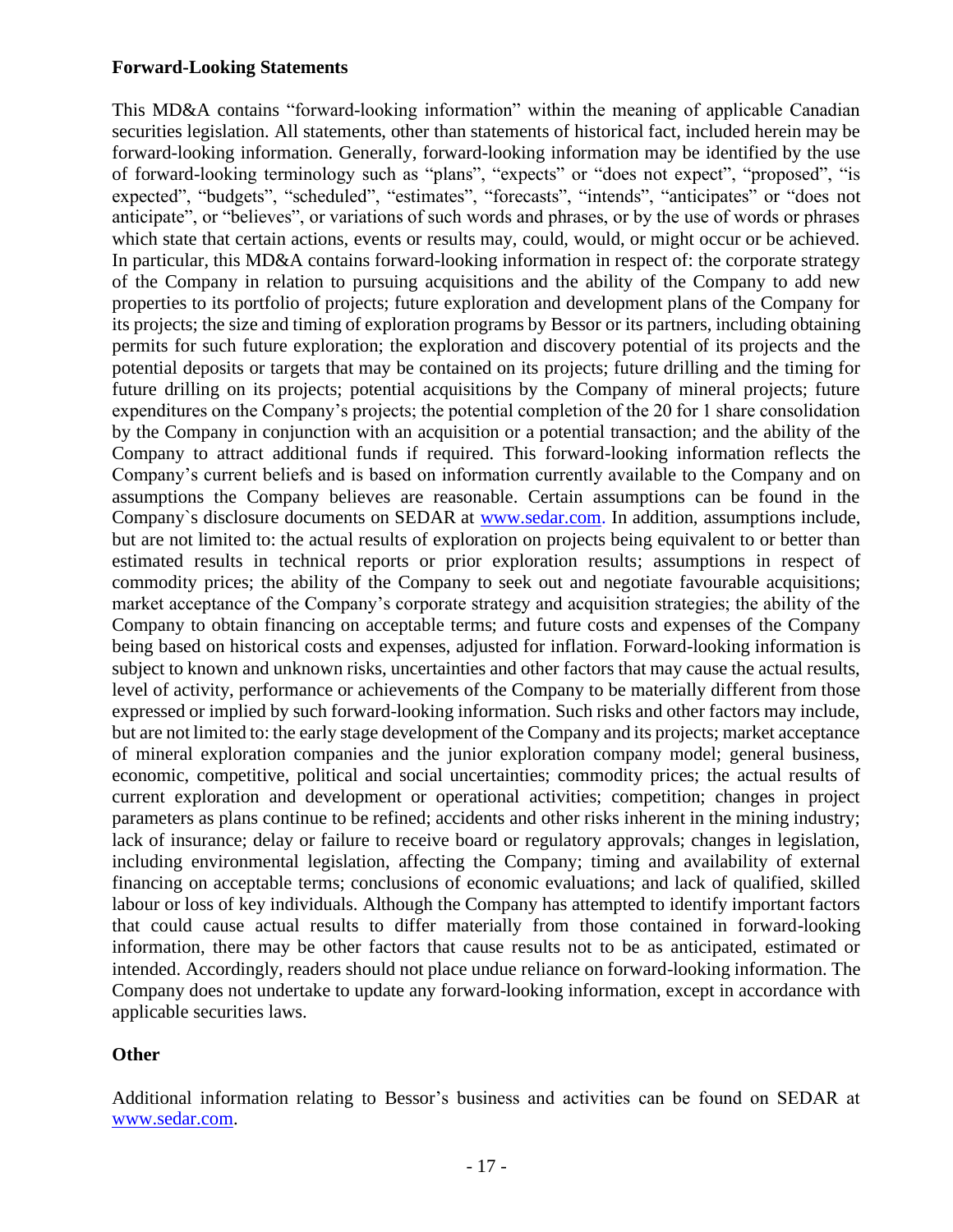## Forward-Looking Statements

This MD&A contains "forward-looking information" within the meaning of applicable Canadian securities legislation. All statements, other than statements of historical fact, included herein may be forward-looking information. Generally, forward-looking information may be identified by the use of forward-looking terminology such as "plans", "expects" or "does not expect", "proposed", "is expected", "budgets", "scheduled", "estimates", "forecasts", "intends", "anticipates" or "does not anticipate", or "believes", or variations of such words and phrases, or by the use of words or phrases which state that certain actions, events or results may, could, would, or might occur or be achieved. In particular, this MD&A contains forward-looking information in respect of: the corporate strategy of the Company in relation to pursuing acquisitions and the ability of the Company to add new properties to its portfolio of projects; future exploration and development plans of the Company for its projects; the size and timing of exploration programs by Bessor or its partners, including obtaining permits for such future exploration; the exploration and discovery potential of its projects and the potential deposits or targets that may be contained on its projects; future drilling and the timing for future drilling on its projects; potential acquisitions by the Company of mineral projects; future expenditures on the Company's projects; the potential completion of the 20 for 1 share consolidation by the Company in conjunction with an acquisition or a potential transaction; and the ability of the Company to attract additional funds if required. This forward-looking information reflects the Company's current beliefs and is based on information currently available to the Company and on assumptions the Company believes are reasonable. Certain assumptions can be found in the Company`s disclosure documents on SEDAR at www.sedar.com. In addition, assumptions include, but are not limited to: the actual results of exploration on projects being equivalent to or better than estimated results in technical reports or prior exploration results; assumptions in respect of commodity prices; the ability of the Company to seek out and negotiate favourable acquisitions; market acceptance of the Company's corporate strategy and acquisition strategies; the ability of the Company to obtain financing on acceptable terms; and future costs and expenses of the Company being based on historical costs and expenses, adjusted for inflation. Forward-looking information is subject to known and unknown risks, uncertainties and other factors that may cause the actual results, level of activity, performance or achievements of the Company to be materially different from those expressed or implied by such forward-looking information. Such risks and other factors may include, but are not limited to: the early stage development of the Company and its projects; market acceptance of mineral exploration companies and the junior exploration company model; general business, economic, competitive, political and social uncertainties; commodity prices; the actual results of current exploration and development or operational activities; competition; changes in project parameters as plans continue to be refined; accidents and other risks inherent in the mining industry; lack of insurance; delay or failure to receive board or regulatory approvals; changes in legislation, including environmental legislation, affecting the Company; timing and availability of external financing on acceptable terms; conclusions of economic evaluations; and lack of qualified, skilled labour or loss of key individuals. Although the Company has attempted to identify important factors that could cause actual results to differ materially from those contained in forward-looking information, there may be other factors that cause results not to be as anticipated, estimated or intended. Accordingly, readers should not place undue reliance on forward-looking information. The Company does not undertake to update any forward-looking information, except in accordance with applicable securities laws.

## Other

Additional information relating to Bessor's business and activities can be found on SEDAR at www.sedar.com.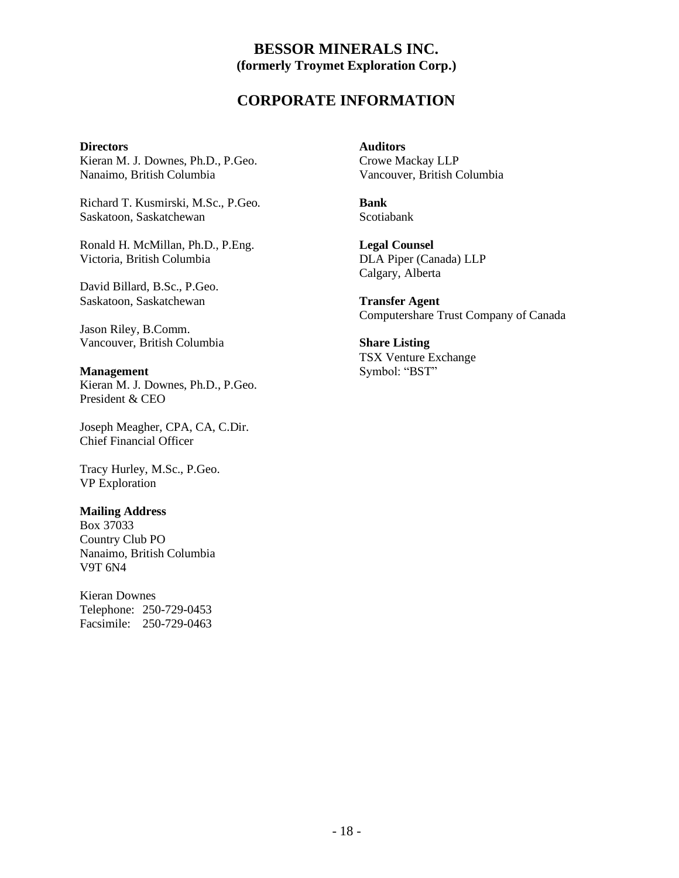# BESSOR MINERALS INC.
**(formerly Troymet Exploration Corp.)**

## CORPORATE INFORMATION

**Directors**
Kieran M. J. Downes, Ph.D., P.Geo.
Nanaimo, British Columbia

Richard T. Kusmirski, M.Sc., P.Geo.
Saskatoon, Saskatchewan

Ronald H. McMillan, Ph.D., P.Eng.
Victoria, British Columbia

David Billard, B.Sc., P.Geo.
Saskatoon, Saskatchewan

Jason Riley, B.Comm.
Vancouver, British Columbia

**Management**
Kieran M. J. Downes, Ph.D., P.Geo.
President & CEO

Joseph Meagher, CPA, CA, C.Dir.
Chief Financial Officer

Tracy Hurley, M.Sc., P.Geo.
VP Exploration

**Mailing Address**
Box 37033
Country Club PO
Nanaimo, British Columbia
V9T 6N4

Kieran Downes
Telephone: 250-729-0453
Facsimile: 250-729-0463

**Auditors**
Crowe Mackay LLP
Vancouver, British Columbia

**Bank**
Scotiabank

**Legal Counsel**
DLA Piper (Canada) LLP
Calgary, Alberta

**Transfer Agent**
Computershare Trust Company of Canada

**Share Listing**
TSX Venture Exchange
Symbol: "BST"